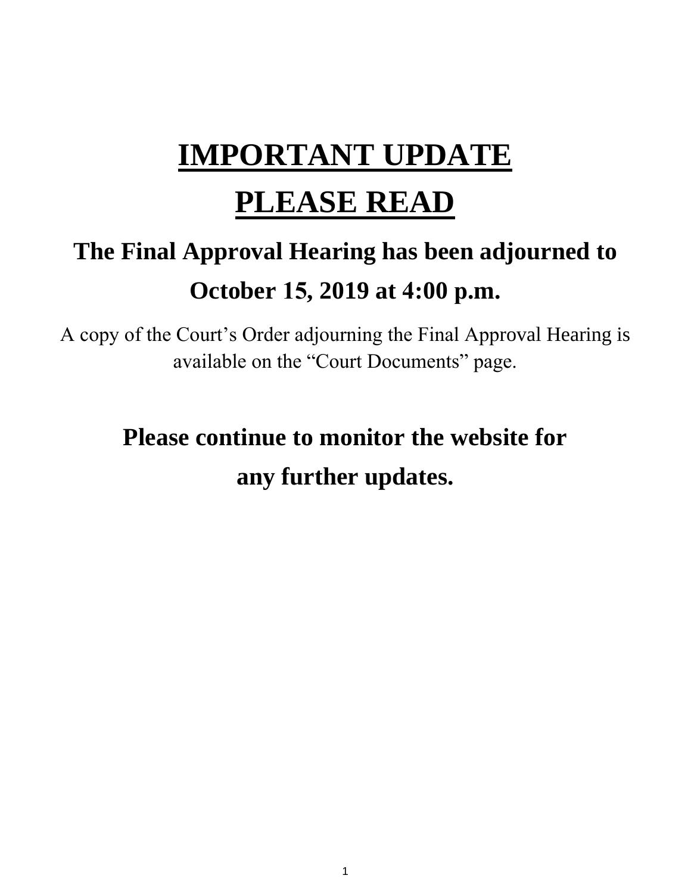# IMPORTANT UPDATE

# PLEASE READ

## The Final Approval Hearing has been adjourned to October 15, 2019 at 4:00 p.m.

A copy of the Court's Order adjourning the Final Approval Hearing is available on the "Court Documents" page.

## Please continue to monitor the website for any further updates.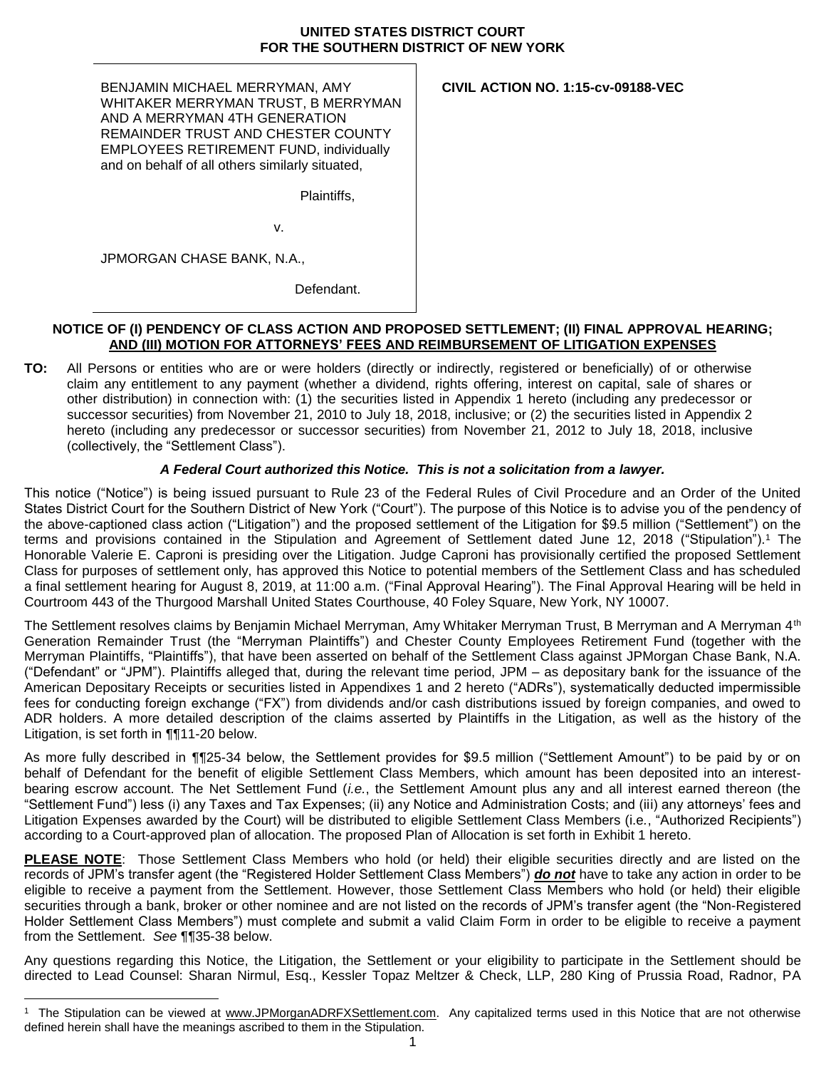**UNITED STATES DISTRICT COURT**
**FOR THE SOUTHERN DISTRICT OF NEW YORK**

| | |
|---|---|
| BENJAMIN MICHAEL MERRYMAN, AMY WHITAKER MERRYMAN TRUST, B MERRYMAN AND A MERRYMAN 4TH GENERATION REMAINDER TRUST AND CHESTER COUNTY EMPLOYEES RETIREMENT FUND, individually and on behalf of all others similarly situated,<br><br>Plaintiffs,<br><br>v.<br><br>JPMORGAN CHASE BANK, N.A.,<br><br>Defendant. | **CIVIL ACTION NO. 1:15-cv-09188-VEC** |

**NOTICE OF (I) PENDENCY OF CLASS ACTION AND PROPOSED SETTLEMENT; (II) FINAL APPROVAL HEARING; AND (III) MOTION FOR ATTORNEYS' FEES AND REIMBURSEMENT OF LITIGATION EXPENSES**

**TO:** All Persons or entities who are or were holders (directly or indirectly, registered or beneficially) of or otherwise claim any entitlement to any payment (whether a dividend, rights offering, interest on capital, sale of shares or other distribution) in connection with: (1) the securities listed in Appendix 1 hereto (including any predecessor or successor securities) from November 21, 2010 to July 18, 2018, inclusive; or (2) the securities listed in Appendix 2 hereto (including any predecessor or successor securities) from November 21, 2012 to July 18, 2018, inclusive (collectively, the "Settlement Class").

***A Federal Court authorized this Notice. This is not a solicitation from a lawyer.***

This notice ("Notice") is being issued pursuant to Rule 23 of the Federal Rules of Civil Procedure and an Order of the United States District Court for the Southern District of New York ("Court"). The purpose of this Notice is to advise you of the pendency of the above-captioned class action ("Litigation") and the proposed settlement of the Litigation for $9.5 million ("Settlement") on the terms and provisions contained in the Stipulation and Agreement of Settlement dated June 12, 2018 ("Stipulation").[1] The Honorable Valerie E. Caproni is presiding over the Litigation. Judge Caproni has provisionally certified the proposed Settlement Class for purposes of settlement only, has approved this Notice to potential members of the Settlement Class and has scheduled a final settlement hearing for August 8, 2019, at 11:00 a.m. ("Final Approval Hearing"). The Final Approval Hearing will be held in Courtroom 443 of the Thurgood Marshall United States Courthouse, 40 Foley Square, New York, NY 10007.

The Settlement resolves claims by Benjamin Michael Merryman, Amy Whitaker Merryman Trust, B Merryman and A Merryman 4th Generation Remainder Trust (the "Merryman Plaintiffs") and Chester County Employees Retirement Fund (together with the Merryman Plaintiffs, "Plaintiffs"), that have been asserted on behalf of the Settlement Class against JPMorgan Chase Bank, N.A. ("Defendant" or "JPM"). Plaintiffs alleged that, during the relevant time period, JPM – as depositary bank for the issuance of the American Depositary Receipts or securities listed in Appendixes 1 and 2 hereto ("ADRs"), systematically deducted impermissible fees for conducting foreign exchange ("FX") from dividends and/or cash distributions issued by foreign companies, and owed to ADR holders. A more detailed description of the claims asserted by Plaintiffs in the Litigation, as well as the history of the Litigation, is set forth in ¶¶11-20 below.

As more fully described in ¶¶25-34 below, the Settlement provides for $9.5 million ("Settlement Amount") to be paid by or on behalf of Defendant for the benefit of eligible Settlement Class Members, which amount has been deposited into an interest-bearing escrow account. The Net Settlement Fund (*i.e.*, the Settlement Amount plus any and all interest earned thereon (the "Settlement Fund") less (i) any Taxes and Tax Expenses; (ii) any Notice and Administration Costs; and (iii) any attorneys' fees and Litigation Expenses awarded by the Court) will be distributed to eligible Settlement Class Members (i.e., "Authorized Recipients") according to a Court-approved plan of allocation. The proposed Plan of Allocation is set forth in Exhibit 1 hereto.

**PLEASE NOTE**: Those Settlement Class Members who hold (or held) their eligible securities directly and are listed on the records of JPM's transfer agent (the "Registered Holder Settlement Class Members") ***do not*** have to take any action in order to be eligible to receive a payment from the Settlement. However, those Settlement Class Members who hold (or held) their eligible securities through a bank, broker or other nominee and are not listed on the records of JPM's transfer agent (the "Non-Registered Holder Settlement Class Members") must complete and submit a valid Claim Form in order to be eligible to receive a payment from the Settlement. *See* ¶¶35-38 below.

Any questions regarding this Notice, the Litigation, the Settlement or your eligibility to participate in the Settlement should be directed to Lead Counsel: Sharan Nirmul, Esq., Kessler Topaz Meltzer & Check, LLP, 280 King of Prussia Road, Radnor, PA

[1] The Stipulation can be viewed at www.JPMorganADRFXSettlement.com. Any capitalized terms used in this Notice that are not otherwise defined herein shall have the meanings ascribed to them in the Stipulation.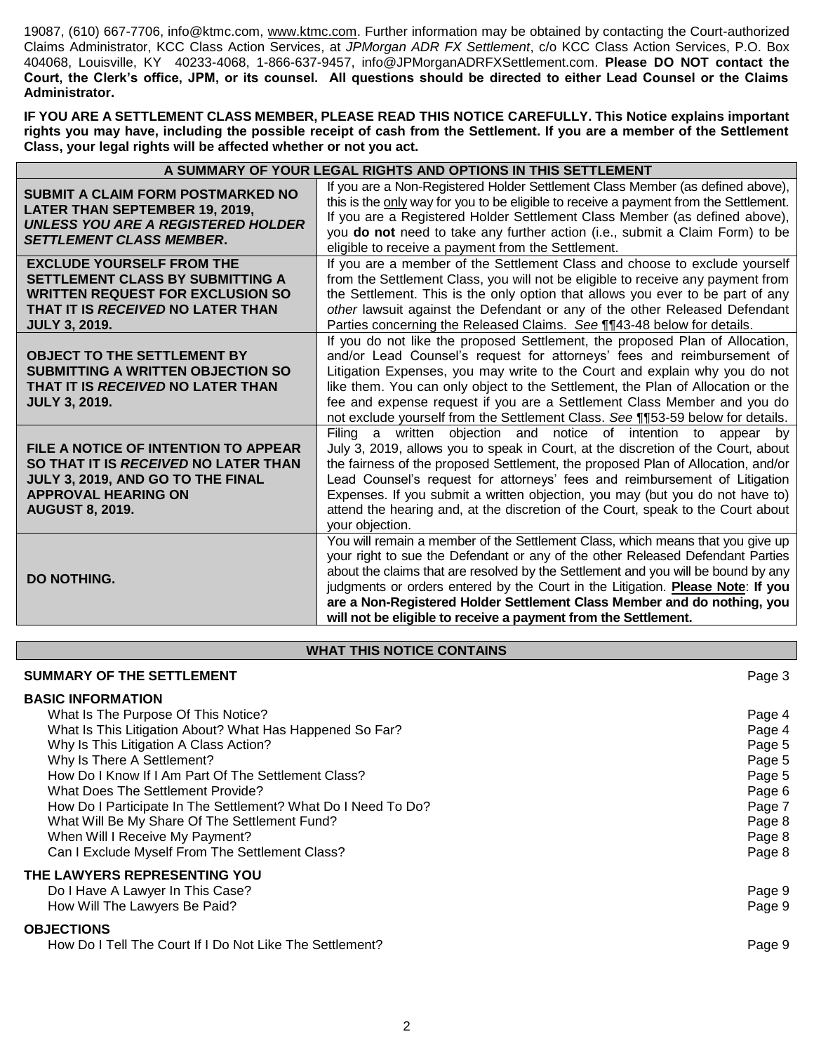19087, (610) 667-7706, info@ktmc.com, www.ktmc.com. Further information may be obtained by contacting the Court-authorized Claims Administrator, KCC Class Action Services, at *JPMorgan ADR FX Settlement*, c/o KCC Class Action Services, P.O. Box 404068, Louisville, KY 40233-4068, 1-866-637-9457, info@JPMorganADRFXSettlement.com. **Please DO NOT contact the Court, the Clerk's office, JPM, or its counsel. All questions should be directed to either Lead Counsel or the Claims Administrator.**

**IF YOU ARE A SETTLEMENT CLASS MEMBER, PLEASE READ THIS NOTICE CAREFULLY. This Notice explains important rights you may have, including the possible receipt of cash from the Settlement. If you are a member of the Settlement Class, your legal rights will be affected whether or not you act.**

| A SUMMARY OF YOUR LEGAL RIGHTS AND OPTIONS IN THIS SETTLEMENT | |
|---|---|
| **SUBMIT A CLAIM FORM POSTMARKED NO LATER THAN SEPTEMBER 19, 2019, *UNLESS YOU ARE A REGISTERED HOLDER SETTLEMENT CLASS MEMBER*.** | If you are a Non-Registered Holder Settlement Class Member (as defined above), this is the only way for you to be eligible to receive a payment from the Settlement. If you are a Registered Holder Settlement Class Member (as defined above), you **do not** need to take any further action (i.e., submit a Claim Form) to be eligible to receive a payment from the Settlement. |
| **EXCLUDE YOURSELF FROM THE SETTLEMENT CLASS BY SUBMITTING A WRITTEN REQUEST FOR EXCLUSION SO THAT IT IS *RECEIVED* NO LATER THAN JULY 3, 2019.** | If you are a member of the Settlement Class and choose to exclude yourself from the Settlement Class, you will not be eligible to receive any payment from the Settlement. This is the only option that allows you ever to be part of any *other* lawsuit against the Defendant or any of the other Released Defendant Parties concerning the Released Claims. *See* ¶¶43-48 below for details. |
| **OBJECT TO THE SETTLEMENT BY SUBMITTING A WRITTEN OBJECTION SO THAT IT IS *RECEIVED* NO LATER THAN JULY 3, 2019.** | If you do not like the proposed Settlement, the proposed Plan of Allocation, and/or Lead Counsel's request for attorneys' fees and reimbursement of Litigation Expenses, you may write to the Court and explain why you do not like them. You can only object to the Settlement, the Plan of Allocation or the fee and expense request if you are a Settlement Class Member and you do not exclude yourself from the Settlement Class. *See* ¶¶53-59 below for details. |
| **FILE A NOTICE OF INTENTION TO APPEAR SO THAT IT IS *RECEIVED* NO LATER THAN JULY 3, 2019, AND GO TO THE FINAL APPROVAL HEARING ON AUGUST 8, 2019.** | Filing a written objection and notice of intention to appear by July 3, 2019, allows you to speak in Court, at the discretion of the Court, about the fairness of the proposed Settlement, the proposed Plan of Allocation, and/or Lead Counsel's request for attorneys' fees and reimbursement of Litigation Expenses. If you submit a written objection, you may (but you do not have to) attend the hearing and, at the discretion of the Court, speak to the Court about your objection. |
| **DO NOTHING.** | You will remain a member of the Settlement Class, which means that you give up your right to sue the Defendant or any of the other Released Defendant Parties about the claims that are resolved by the Settlement and you will be bound by any judgments or orders entered by the Court in the Litigation. **Please Note**: **If you are a Non-Registered Holder Settlement Class Member and do nothing, you will not be eligible to receive a payment from the Settlement.** |

## WHAT THIS NOTICE CONTAINS

**SUMMARY OF THE SETTLEMENT** — Page 3

**BASIC INFORMATION**

- What Is The Purpose Of This Notice? — Page 4
- What Is This Litigation About? What Has Happened So Far? — Page 4
- Why Is This Litigation A Class Action? — Page 5
- Why Is There A Settlement? — Page 5
- How Do I Know If I Am Part Of The Settlement Class? — Page 5
- What Does The Settlement Provide? — Page 6
- How Do I Participate In The Settlement? What Do I Need To Do? — Page 7
- What Will Be My Share Of The Settlement Fund? — Page 8
- When Will I Receive My Payment? — Page 8
- Can I Exclude Myself From The Settlement Class? — Page 8

**THE LAWYERS REPRESENTING YOU**

- Do I Have A Lawyer In This Case? — Page 9
- How Will The Lawyers Be Paid? — Page 9

**OBJECTIONS**

- How Do I Tell The Court If I Do Not Like The Settlement? — Page 9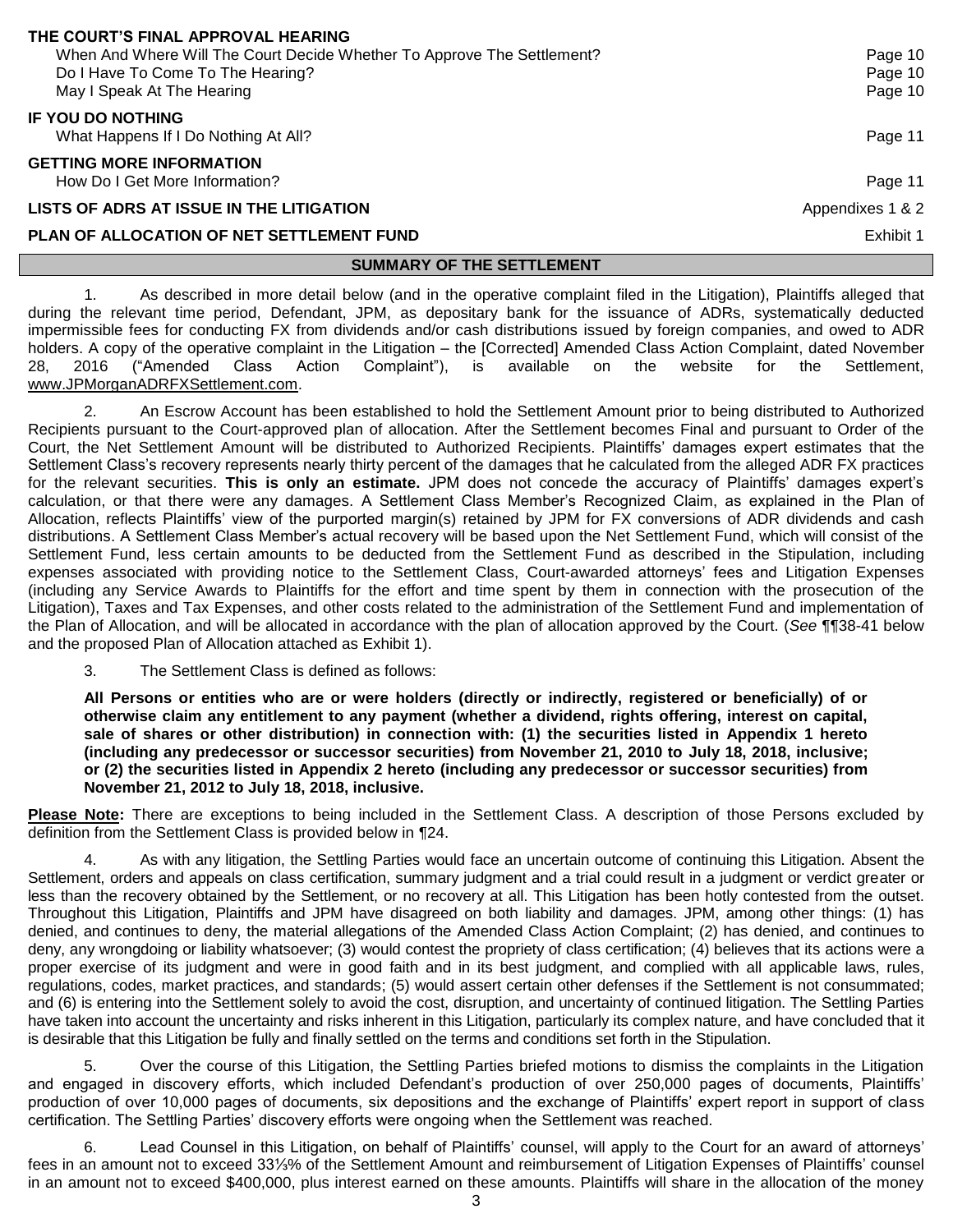**THE COURT'S FINAL APPROVAL HEARING**

| | |
|---|---|
| When And Where Will The Court Decide Whether To Approve The Settlement? | Page 10 |
| Do I Have To Come To The Hearing? | Page 10 |
| May I Speak At The Hearing | Page 10 |

**IF YOU DO NOTHING**

| | |
|---|---|
| What Happens If I Do Nothing At All? | Page 11 |

**GETTING MORE INFORMATION**

| | |
|---|---|
| How Do I Get More Information? | Page 11 |

| | |
|---|---|
| **LISTS OF ADRS AT ISSUE IN THE LITIGATION** | Appendixes 1 & 2 |
| **PLAN OF ALLOCATION OF NET SETTLEMENT FUND** | Exhibit 1 |

## SUMMARY OF THE SETTLEMENT

1. As described in more detail below (and in the operative complaint filed in the Litigation), Plaintiffs alleged that during the relevant time period, Defendant, JPM, as depositary bank for the issuance of ADRs, systematically deducted impermissible fees for conducting FX from dividends and/or cash distributions issued by foreign companies, and owed to ADR holders. A copy of the operative complaint in the Litigation – the [Corrected] Amended Class Action Complaint, dated November 28, 2016 ("Amended Class Action Complaint"), is available on the website for the Settlement, www.JPMorganADRFXSettlement.com.

2. An Escrow Account has been established to hold the Settlement Amount prior to being distributed to Authorized Recipients pursuant to the Court-approved plan of allocation. After the Settlement becomes Final and pursuant to Order of the Court, the Net Settlement Amount will be distributed to Authorized Recipients. Plaintiffs' damages expert estimates that the Settlement Class's recovery represents nearly thirty percent of the damages that he calculated from the alleged ADR FX practices for the relevant securities. **This is only an estimate.** JPM does not concede the accuracy of Plaintiffs' damages expert's calculation, or that there were any damages. A Settlement Class Member's Recognized Claim, as explained in the Plan of Allocation, reflects Plaintiffs' view of the purported margin(s) retained by JPM for FX conversions of ADR dividends and cash distributions. A Settlement Class Member's actual recovery will be based upon the Net Settlement Fund, which will consist of the Settlement Fund, less certain amounts to be deducted from the Settlement Fund as described in the Stipulation, including expenses associated with providing notice to the Settlement Class, Court-awarded attorneys' fees and Litigation Expenses (including any Service Awards to Plaintiffs for the effort and time spent by them in connection with the prosecution of the Litigation), Taxes and Tax Expenses, and other costs related to the administration of the Settlement Fund and implementation of the Plan of Allocation, and will be allocated in accordance with the plan of allocation approved by the Court. (*See* ¶¶38-41 below and the proposed Plan of Allocation attached as Exhibit 1).

3. The Settlement Class is defined as follows:

**All Persons or entities who are or were holders (directly or indirectly, registered or beneficially) of or otherwise claim any entitlement to any payment (whether a dividend, rights offering, interest on capital, sale of shares or other distribution) in connection with: (1) the securities listed in Appendix 1 hereto (including any predecessor or successor securities) from November 21, 2010 to July 18, 2018, inclusive; or (2) the securities listed in Appendix 2 hereto (including any predecessor or successor securities) from November 21, 2012 to July 18, 2018, inclusive.**

**Please Note:** There are exceptions to being included in the Settlement Class. A description of those Persons excluded by definition from the Settlement Class is provided below in ¶24.

4. As with any litigation, the Settling Parties would face an uncertain outcome of continuing this Litigation. Absent the Settlement, orders and appeals on class certification, summary judgment and a trial could result in a judgment or verdict greater or less than the recovery obtained by the Settlement, or no recovery at all. This Litigation has been hotly contested from the outset. Throughout this Litigation, Plaintiffs and JPM have disagreed on both liability and damages. JPM, among other things: (1) has denied, and continues to deny, the material allegations of the Amended Class Action Complaint; (2) has denied, and continues to deny, any wrongdoing or liability whatsoever; (3) would contest the propriety of class certification; (4) believes that its actions were a proper exercise of its judgment and were in good faith and in its best judgment, and complied with all applicable laws, rules, regulations, codes, market practices, and standards; (5) would assert certain other defenses if the Settlement is not consummated; and (6) is entering into the Settlement solely to avoid the cost, disruption, and uncertainty of continued litigation. The Settling Parties have taken into account the uncertainty and risks inherent in this Litigation, particularly its complex nature, and have concluded that it is desirable that this Litigation be fully and finally settled on the terms and conditions set forth in the Stipulation.

5. Over the course of this Litigation, the Settling Parties briefed motions to dismiss the complaints in the Litigation and engaged in discovery efforts, which included Defendant's production of over 250,000 pages of documents, Plaintiffs' production of over 10,000 pages of documents, six depositions and the exchange of Plaintiffs' expert report in support of class certification. The Settling Parties' discovery efforts were ongoing when the Settlement was reached.

6. Lead Counsel in this Litigation, on behalf of Plaintiffs' counsel, will apply to the Court for an award of attorneys' fees in an amount not to exceed 33⅓% of the Settlement Amount and reimbursement of Litigation Expenses of Plaintiffs' counsel in an amount not to exceed $400,000, plus interest earned on these amounts. Plaintiffs will share in the allocation of the money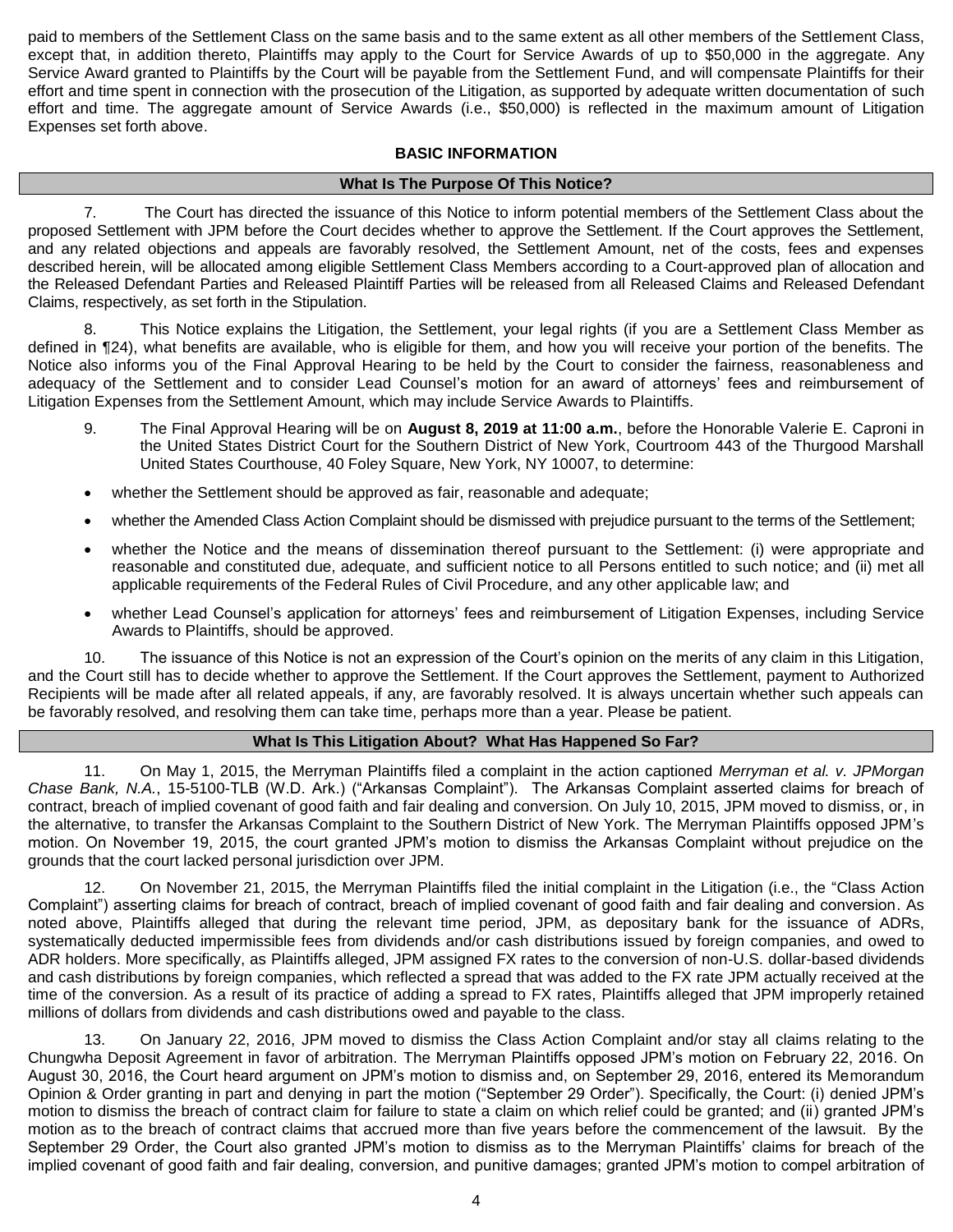paid to members of the Settlement Class on the same basis and to the same extent as all other members of the Settlement Class, except that, in addition thereto, Plaintiffs may apply to the Court for Service Awards of up to $50,000 in the aggregate. Any Service Award granted to Plaintiffs by the Court will be payable from the Settlement Fund, and will compensate Plaintiffs for their effort and time spent in connection with the prosecution of the Litigation, as supported by adequate written documentation of such effort and time. The aggregate amount of Service Awards (i.e., $50,000) is reflected in the maximum amount of Litigation Expenses set forth above.

## BASIC INFORMATION

### What Is The Purpose Of This Notice?

7. The Court has directed the issuance of this Notice to inform potential members of the Settlement Class about the proposed Settlement with JPM before the Court decides whether to approve the Settlement. If the Court approves the Settlement, and any related objections and appeals are favorably resolved, the Settlement Amount, net of the costs, fees and expenses described herein, will be allocated among eligible Settlement Class Members according to a Court-approved plan of allocation and the Released Defendant Parties and Released Plaintiff Parties will be released from all Released Claims and Released Defendant Claims, respectively, as set forth in the Stipulation.

8. This Notice explains the Litigation, the Settlement, your legal rights (if you are a Settlement Class Member as defined in ¶24), what benefits are available, who is eligible for them, and how you will receive your portion of the benefits. The Notice also informs you of the Final Approval Hearing to be held by the Court to consider the fairness, reasonableness and adequacy of the Settlement and to consider Lead Counsel's motion for an award of attorneys' fees and reimbursement of Litigation Expenses from the Settlement Amount, which may include Service Awards to Plaintiffs.

9. The Final Approval Hearing will be on **August 8, 2019 at 11:00 a.m.**, before the Honorable Valerie E. Caproni in the United States District Court for the Southern District of New York, Courtroom 443 of the Thurgood Marshall United States Courthouse, 40 Foley Square, New York, NY 10007, to determine:

- whether the Settlement should be approved as fair, reasonable and adequate;
- whether the Amended Class Action Complaint should be dismissed with prejudice pursuant to the terms of the Settlement;
- whether the Notice and the means of dissemination thereof pursuant to the Settlement: (i) were appropriate and reasonable and constituted due, adequate, and sufficient notice to all Persons entitled to such notice; and (ii) met all applicable requirements of the Federal Rules of Civil Procedure, and any other applicable law; and
- whether Lead Counsel's application for attorneys' fees and reimbursement of Litigation Expenses, including Service Awards to Plaintiffs, should be approved.

10. The issuance of this Notice is not an expression of the Court's opinion on the merits of any claim in this Litigation, and the Court still has to decide whether to approve the Settlement. If the Court approves the Settlement, payment to Authorized Recipients will be made after all related appeals, if any, are favorably resolved. It is always uncertain whether such appeals can be favorably resolved, and resolving them can take time, perhaps more than a year. Please be patient.

### What Is This Litigation About? What Has Happened So Far?

11. On May 1, 2015, the Merryman Plaintiffs filed a complaint in the action captioned *Merryman et al. v. JPMorgan Chase Bank, N.A.*, 15-5100-TLB (W.D. Ark.) ("Arkansas Complaint"). The Arkansas Complaint asserted claims for breach of contract, breach of implied covenant of good faith and fair dealing and conversion. On July 10, 2015, JPM moved to dismiss, or, in the alternative, to transfer the Arkansas Complaint to the Southern District of New York. The Merryman Plaintiffs opposed JPM's motion. On November 19, 2015, the court granted JPM's motion to dismiss the Arkansas Complaint without prejudice on the grounds that the court lacked personal jurisdiction over JPM.

12. On November 21, 2015, the Merryman Plaintiffs filed the initial complaint in the Litigation (i.e., the "Class Action Complaint") asserting claims for breach of contract, breach of implied covenant of good faith and fair dealing and conversion. As noted above, Plaintiffs alleged that during the relevant time period, JPM, as depositary bank for the issuance of ADRs, systematically deducted impermissible fees from dividends and/or cash distributions issued by foreign companies, and owed to ADR holders. More specifically, as Plaintiffs alleged, JPM assigned FX rates to the conversion of non-U.S. dollar-based dividends and cash distributions by foreign companies, which reflected a spread that was added to the FX rate JPM actually received at the time of the conversion. As a result of its practice of adding a spread to FX rates, Plaintiffs alleged that JPM improperly retained millions of dollars from dividends and cash distributions owed and payable to the class.

13. On January 22, 2016, JPM moved to dismiss the Class Action Complaint and/or stay all claims relating to the Chungwha Deposit Agreement in favor of arbitration. The Merryman Plaintiffs opposed JPM's motion on February 22, 2016. On August 30, 2016, the Court heard argument on JPM's motion to dismiss and, on September 29, 2016, entered its Memorandum Opinion & Order granting in part and denying in part the motion ("September 29 Order"). Specifically, the Court: (i) denied JPM's motion to dismiss the breach of contract claim for failure to state a claim on which relief could be granted; and (ii) granted JPM's motion as to the breach of contract claims that accrued more than five years before the commencement of the lawsuit. By the September 29 Order, the Court also granted JPM's motion to dismiss as to the Merryman Plaintiffs' claims for breach of the implied covenant of good faith and fair dealing, conversion, and punitive damages; granted JPM's motion to compel arbitration of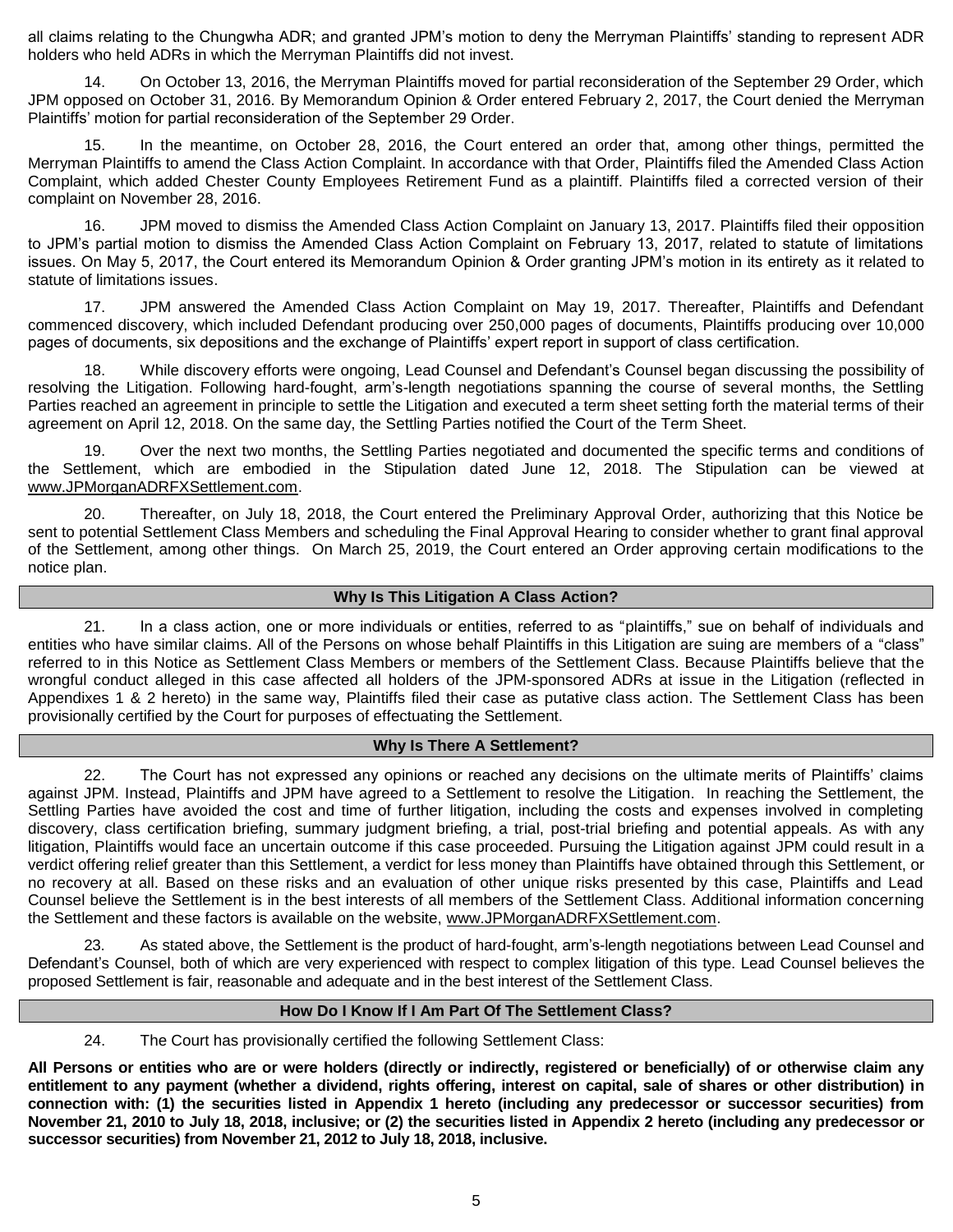all claims relating to the Chungwha ADR; and granted JPM's motion to deny the Merryman Plaintiffs' standing to represent ADR holders who held ADRs in which the Merryman Plaintiffs did not invest.

14. On October 13, 2016, the Merryman Plaintiffs moved for partial reconsideration of the September 29 Order, which JPM opposed on October 31, 2016. By Memorandum Opinion & Order entered February 2, 2017, the Court denied the Merryman Plaintiffs' motion for partial reconsideration of the September 29 Order.

15. In the meantime, on October 28, 2016, the Court entered an order that, among other things, permitted the Merryman Plaintiffs to amend the Class Action Complaint. In accordance with that Order, Plaintiffs filed the Amended Class Action Complaint, which added Chester County Employees Retirement Fund as a plaintiff. Plaintiffs filed a corrected version of their complaint on November 28, 2016.

16. JPM moved to dismiss the Amended Class Action Complaint on January 13, 2017. Plaintiffs filed their opposition to JPM's partial motion to dismiss the Amended Class Action Complaint on February 13, 2017, related to statute of limitations issues. On May 5, 2017, the Court entered its Memorandum Opinion & Order granting JPM's motion in its entirety as it related to statute of limitations issues.

17. JPM answered the Amended Class Action Complaint on May 19, 2017. Thereafter, Plaintiffs and Defendant commenced discovery, which included Defendant producing over 250,000 pages of documents, Plaintiffs producing over 10,000 pages of documents, six depositions and the exchange of Plaintiffs' expert report in support of class certification.

18. While discovery efforts were ongoing, Lead Counsel and Defendant's Counsel began discussing the possibility of resolving the Litigation. Following hard-fought, arm's-length negotiations spanning the course of several months, the Settling Parties reached an agreement in principle to settle the Litigation and executed a term sheet setting forth the material terms of their agreement on April 12, 2018. On the same day, the Settling Parties notified the Court of the Term Sheet.

19. Over the next two months, the Settling Parties negotiated and documented the specific terms and conditions of the Settlement, which are embodied in the Stipulation dated June 12, 2018. The Stipulation can be viewed at www.JPMorganADRFXSettlement.com.

20. Thereafter, on July 18, 2018, the Court entered the Preliminary Approval Order, authorizing that this Notice be sent to potential Settlement Class Members and scheduling the Final Approval Hearing to consider whether to grant final approval of the Settlement, among other things. On March 25, 2019, the Court entered an Order approving certain modifications to the notice plan.

## Why Is This Litigation A Class Action?

21. In a class action, one or more individuals or entities, referred to as "plaintiffs," sue on behalf of individuals and entities who have similar claims. All of the Persons on whose behalf Plaintiffs in this Litigation are suing are members of a "class" referred to in this Notice as Settlement Class Members or members of the Settlement Class. Because Plaintiffs believe that the wrongful conduct alleged in this case affected all holders of the JPM-sponsored ADRs at issue in the Litigation (reflected in Appendixes 1 & 2 hereto) in the same way, Plaintiffs filed their case as putative class action. The Settlement Class has been provisionally certified by the Court for purposes of effectuating the Settlement.

## Why Is There A Settlement?

22. The Court has not expressed any opinions or reached any decisions on the ultimate merits of Plaintiffs' claims against JPM. Instead, Plaintiffs and JPM have agreed to a Settlement to resolve the Litigation. In reaching the Settlement, the Settling Parties have avoided the cost and time of further litigation, including the costs and expenses involved in completing discovery, class certification briefing, summary judgment briefing, a trial, post-trial briefing and potential appeals. As with any litigation, Plaintiffs would face an uncertain outcome if this case proceeded. Pursuing the Litigation against JPM could result in a verdict offering relief greater than this Settlement, a verdict for less money than Plaintiffs have obtained through this Settlement, or no recovery at all. Based on these risks and an evaluation of other unique risks presented by this case, Plaintiffs and Lead Counsel believe the Settlement is in the best interests of all members of the Settlement Class. Additional information concerning the Settlement and these factors is available on the website, www.JPMorganADRFXSettlement.com.

23. As stated above, the Settlement is the product of hard-fought, arm's-length negotiations between Lead Counsel and Defendant's Counsel, both of which are very experienced with respect to complex litigation of this type. Lead Counsel believes the proposed Settlement is fair, reasonable and adequate and in the best interest of the Settlement Class.

## How Do I Know If I Am Part Of The Settlement Class?

24. The Court has provisionally certified the following Settlement Class:

**All Persons or entities who are or were holders (directly or indirectly, registered or beneficially) of or otherwise claim any entitlement to any payment (whether a dividend, rights offering, interest on capital, sale of shares or other distribution) in connection with: (1) the securities listed in Appendix 1 hereto (including any predecessor or successor securities) from November 21, 2010 to July 18, 2018, inclusive; or (2) the securities listed in Appendix 2 hereto (including any predecessor or successor securities) from November 21, 2012 to July 18, 2018, inclusive.**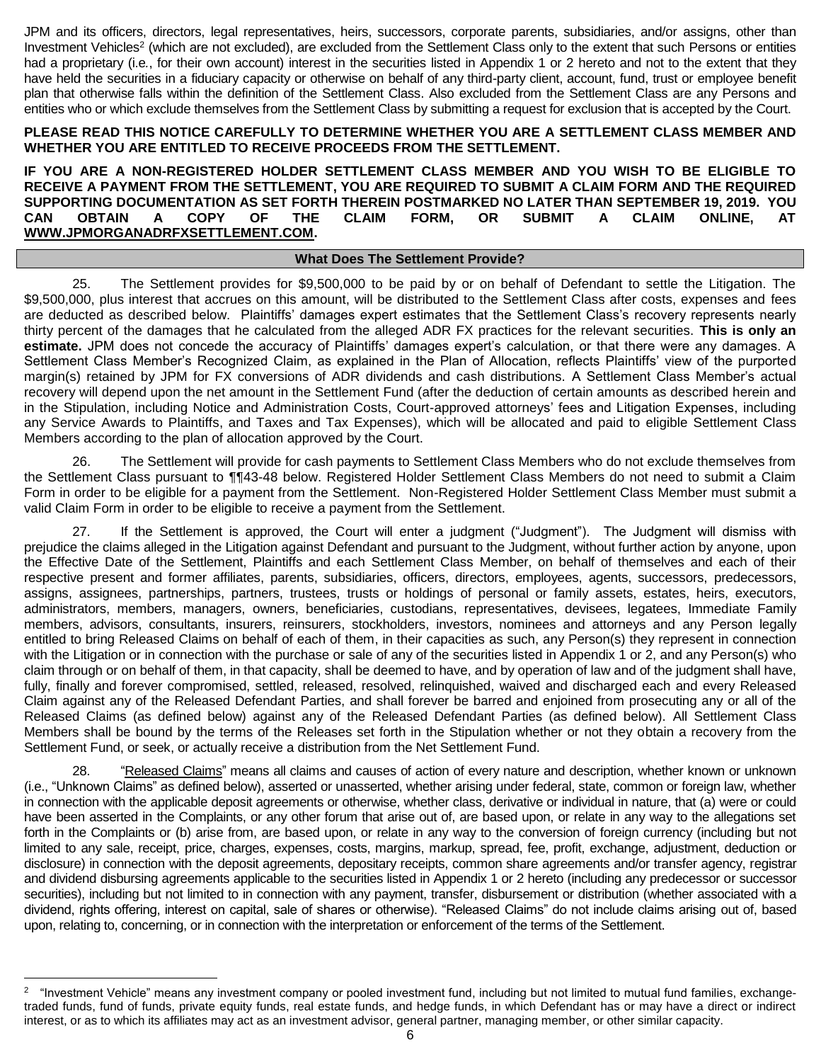JPM and its officers, directors, legal representatives, heirs, successors, corporate parents, subsidiaries, and/or assigns, other than Investment Vehicles[2] (which are not excluded), are excluded from the Settlement Class only to the extent that such Persons or entities had a proprietary (i.e., for their own account) interest in the securities listed in Appendix 1 or 2 hereto and not to the extent that they have held the securities in a fiduciary capacity or otherwise on behalf of any third-party client, account, fund, trust or employee benefit plan that otherwise falls within the definition of the Settlement Class. Also excluded from the Settlement Class are any Persons and entities who or which exclude themselves from the Settlement Class by submitting a request for exclusion that is accepted by the Court.

**PLEASE READ THIS NOTICE CAREFULLY TO DETERMINE WHETHER YOU ARE A SETTLEMENT CLASS MEMBER AND WHETHER YOU ARE ENTITLED TO RECEIVE PROCEEDS FROM THE SETTLEMENT.**

**IF YOU ARE A NON-REGISTERED HOLDER SETTLEMENT CLASS MEMBER AND YOU WISH TO BE ELIGIBLE TO RECEIVE A PAYMENT FROM THE SETTLEMENT, YOU ARE REQUIRED TO SUBMIT A CLAIM FORM AND THE REQUIRED SUPPORTING DOCUMENTATION AS SET FORTH THEREIN POSTMARKED NO LATER THAN SEPTEMBER 19, 2019. YOU CAN OBTAIN A COPY OF THE CLAIM FORM, OR SUBMIT A CLAIM ONLINE, AT WWW.JPMORGANADRFXSETTLEMENT.COM.**

## What Does The Settlement Provide?

25. The Settlement provides for $9,500,000 to be paid by or on behalf of Defendant to settle the Litigation. The $9,500,000, plus interest that accrues on this amount, will be distributed to the Settlement Class after costs, expenses and fees are deducted as described below. Plaintiffs' damages expert estimates that the Settlement Class's recovery represents nearly thirty percent of the damages that he calculated from the alleged ADR FX practices for the relevant securities. **This is only an estimate.** JPM does not concede the accuracy of Plaintiffs' damages expert's calculation, or that there were any damages. A Settlement Class Member's Recognized Claim, as explained in the Plan of Allocation, reflects Plaintiffs' view of the purported margin(s) retained by JPM for FX conversions of ADR dividends and cash distributions. A Settlement Class Member's actual recovery will depend upon the net amount in the Settlement Fund (after the deduction of certain amounts as described herein and in the Stipulation, including Notice and Administration Costs, Court-approved attorneys' fees and Litigation Expenses, including any Service Awards to Plaintiffs, and Taxes and Tax Expenses), which will be allocated and paid to eligible Settlement Class Members according to the plan of allocation approved by the Court.

26. The Settlement will provide for cash payments to Settlement Class Members who do not exclude themselves from the Settlement Class pursuant to ¶¶43-48 below. Registered Holder Settlement Class Members do not need to submit a Claim Form in order to be eligible for a payment from the Settlement. Non-Registered Holder Settlement Class Member must submit a valid Claim Form in order to be eligible to receive a payment from the Settlement.

27. If the Settlement is approved, the Court will enter a judgment ("Judgment"). The Judgment will dismiss with prejudice the claims alleged in the Litigation against Defendant and pursuant to the Judgment, without further action by anyone, upon the Effective Date of the Settlement, Plaintiffs and each Settlement Class Member, on behalf of themselves and each of their respective present and former affiliates, parents, subsidiaries, officers, directors, employees, agents, successors, predecessors, assigns, assignees, partnerships, partners, trustees, trusts or holdings of personal or family assets, estates, heirs, executors, administrators, members, managers, owners, beneficiaries, custodians, representatives, devisees, legatees, Immediate Family members, advisors, consultants, insurers, reinsurers, stockholders, investors, nominees and attorneys and any Person legally entitled to bring Released Claims on behalf of each of them, in their capacities as such, any Person(s) they represent in connection with the Litigation or in connection with the purchase or sale of any of the securities listed in Appendix 1 or 2, and any Person(s) who claim through or on behalf of them, in that capacity, shall be deemed to have, and by operation of law and of the judgment shall have, fully, finally and forever compromised, settled, released, resolved, relinquished, waived and discharged each and every Released Claim against any of the Released Defendant Parties, and shall forever be barred and enjoined from prosecuting any or all of the Released Claims (as defined below) against any of the Released Defendant Parties (as defined below). All Settlement Class Members shall be bound by the terms of the Releases set forth in the Stipulation whether or not they obtain a recovery from the Settlement Fund, or seek, or actually receive a distribution from the Net Settlement Fund.

28. "Released Claims" means all claims and causes of action of every nature and description, whether known or unknown (i.e., "Unknown Claims" as defined below), asserted or unasserted, whether arising under federal, state, common or foreign law, whether in connection with the applicable deposit agreements or otherwise, whether class, derivative or individual in nature, that (a) were or could have been asserted in the Complaints, or any other forum that arise out of, are based upon, or relate in any way to the allegations set forth in the Complaints or (b) arise from, are based upon, or relate in any way to the conversion of foreign currency (including but not limited to any sale, receipt, price, charges, expenses, costs, margins, markup, spread, fee, profit, exchange, adjustment, deduction or disclosure) in connection with the deposit agreements, depositary receipts, common share agreements and/or transfer agency, registrar and dividend disbursing agreements applicable to the securities listed in Appendix 1 or 2 hereto (including any predecessor or successor securities), including but not limited to in connection with any payment, transfer, disbursement or distribution (whether associated with a dividend, rights offering, interest on capital, sale of shares or otherwise). "Released Claims" do not include claims arising out of, based upon, relating to, concerning, or in connection with the interpretation or enforcement of the terms of the Settlement.

[2] "Investment Vehicle" means any investment company or pooled investment fund, including but not limited to mutual fund families, exchange-traded funds, fund of funds, private equity funds, real estate funds, and hedge funds, in which Defendant has or may have a direct or indirect interest, or as to which its affiliates may act as an investment advisor, general partner, managing member, or other similar capacity.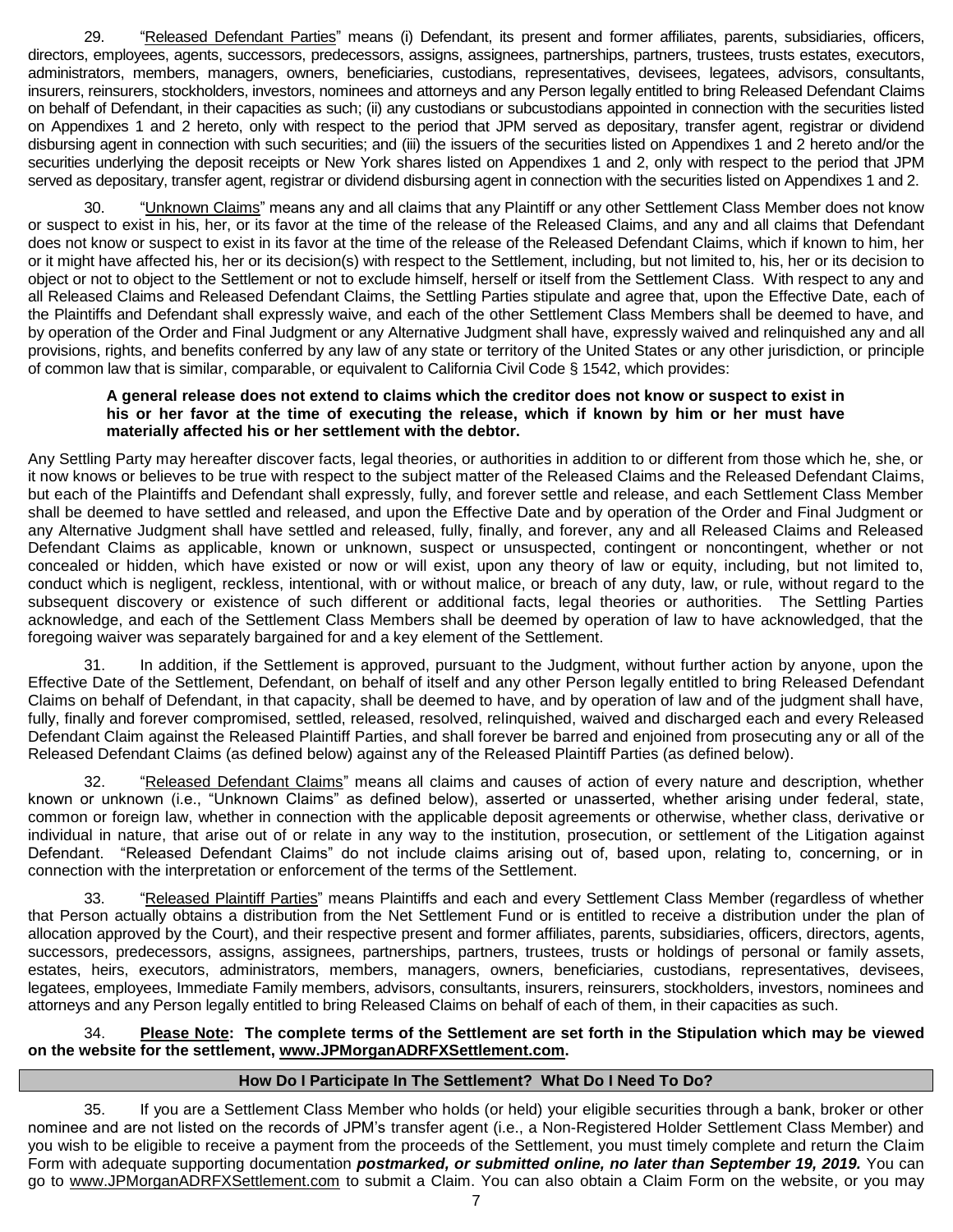29. "Released Defendant Parties" means (i) Defendant, its present and former affiliates, parents, subsidiaries, officers, directors, employees, agents, successors, predecessors, assigns, assignees, partnerships, partners, trustees, trusts estates, executors, administrators, members, managers, owners, beneficiaries, custodians, representatives, devisees, legatees, advisors, consultants, insurers, reinsurers, stockholders, investors, nominees and attorneys and any Person legally entitled to bring Released Defendant Claims on behalf of Defendant, in their capacities as such; (ii) any custodians or subcustodians appointed in connection with the securities listed on Appendixes 1 and 2 hereto, only with respect to the period that JPM served as depositary, transfer agent, registrar or dividend disbursing agent in connection with such securities; and (iii) the issuers of the securities listed on Appendixes 1 and 2 hereto and/or the securities underlying the deposit receipts or New York shares listed on Appendixes 1 and 2, only with respect to the period that JPM served as depositary, transfer agent, registrar or dividend disbursing agent in connection with the securities listed on Appendixes 1 and 2.

30. "Unknown Claims" means any and all claims that any Plaintiff or any other Settlement Class Member does not know or suspect to exist in his, her, or its favor at the time of the release of the Released Claims, and any and all claims that Defendant does not know or suspect to exist in its favor at the time of the release of the Released Defendant Claims, which if known to him, her or it might have affected his, her or its decision(s) with respect to the Settlement, including, but not limited to, his, her or its decision to object or not to object to the Settlement or not to exclude himself, herself or itself from the Settlement Class. With respect to any and all Released Claims and Released Defendant Claims, the Settling Parties stipulate and agree that, upon the Effective Date, each of the Plaintiffs and Defendant shall expressly waive, and each of the other Settlement Class Members shall be deemed to have, and by operation of the Order and Final Judgment or any Alternative Judgment shall have, expressly waived and relinquished any and all provisions, rights, and benefits conferred by any law of any state or territory of the United States or any other jurisdiction, or principle of common law that is similar, comparable, or equivalent to California Civil Code § 1542, which provides:

> **A general release does not extend to claims which the creditor does not know or suspect to exist in his or her favor at the time of executing the release, which if known by him or her must have materially affected his or her settlement with the debtor.**

Any Settling Party may hereafter discover facts, legal theories, or authorities in addition to or different from those which he, she, or it now knows or believes to be true with respect to the subject matter of the Released Claims and the Released Defendant Claims, but each of the Plaintiffs and Defendant shall expressly, fully, and forever settle and release, and each Settlement Class Member shall be deemed to have settled and released, and upon the Effective Date and by operation of the Order and Final Judgment or any Alternative Judgment shall have settled and released, fully, finally, and forever, any and all Released Claims and Released Defendant Claims as applicable, known or unknown, suspect or unsuspected, contingent or noncontingent, whether or not concealed or hidden, which have existed or now or will exist, upon any theory of law or equity, including, but not limited to, conduct which is negligent, reckless, intentional, with or without malice, or breach of any duty, law, or rule, without regard to the subsequent discovery or existence of such different or additional facts, legal theories or authorities. The Settling Parties acknowledge, and each of the Settlement Class Members shall be deemed by operation of law to have acknowledged, that the foregoing waiver was separately bargained for and a key element of the Settlement.

31. In addition, if the Settlement is approved, pursuant to the Judgment, without further action by anyone, upon the Effective Date of the Settlement, Defendant, on behalf of itself and any other Person legally entitled to bring Released Defendant Claims on behalf of Defendant, in that capacity, shall be deemed to have, and by operation of law and of the judgment shall have, fully, finally and forever compromised, settled, released, resolved, relinquished, waived and discharged each and every Released Defendant Claim against the Released Plaintiff Parties, and shall forever be barred and enjoined from prosecuting any or all of the Released Defendant Claims (as defined below) against any of the Released Plaintiff Parties (as defined below).

32. "Released Defendant Claims" means all claims and causes of action of every nature and description, whether known or unknown (i.e., "Unknown Claims" as defined below), asserted or unasserted, whether arising under federal, state, common or foreign law, whether in connection with the applicable deposit agreements or otherwise, whether class, derivative or individual in nature, that arise out of or relate in any way to the institution, prosecution, or settlement of the Litigation against Defendant. "Released Defendant Claims" do not include claims arising out of, based upon, relating to, concerning, or in connection with the interpretation or enforcement of the terms of the Settlement.

33. "Released Plaintiff Parties" means Plaintiffs and each and every Settlement Class Member (regardless of whether that Person actually obtains a distribution from the Net Settlement Fund or is entitled to receive a distribution under the plan of allocation approved by the Court), and their respective present and former affiliates, parents, subsidiaries, officers, directors, agents, successors, predecessors, assigns, assignees, partnerships, partners, trustees, trusts or holdings of personal or family assets, estates, heirs, executors, administrators, members, managers, owners, beneficiaries, custodians, representatives, devisees, legatees, employees, Immediate Family members, advisors, consultants, insurers, reinsurers, stockholders, investors, nominees and attorneys and any Person legally entitled to bring Released Claims on behalf of each of them, in their capacities as such.

34. **Please Note: The complete terms of the Settlement are set forth in the Stipulation which may be viewed on the website for the settlement, www.JPMorganADRFXSettlement.com.**

## How Do I Participate In The Settlement? What Do I Need To Do?

35. If you are a Settlement Class Member who holds (or held) your eligible securities through a bank, broker or other nominee and are not listed on the records of JPM's transfer agent (i.e., a Non-Registered Holder Settlement Class Member) and you wish to be eligible to receive a payment from the proceeds of the Settlement, you must timely complete and return the Claim Form with adequate supporting documentation ***postmarked, or submitted online, no later than September 19, 2019.*** You can go to www.JPMorganADRFXSettlement.com to submit a Claim. You can also obtain a Claim Form on the website, or you may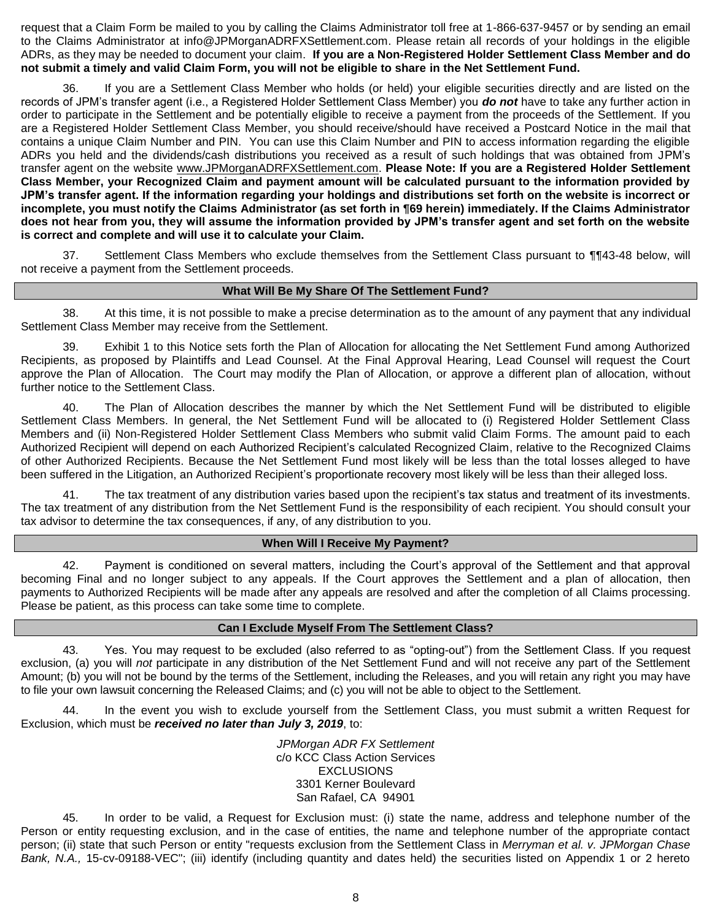request that a Claim Form be mailed to you by calling the Claims Administrator toll free at 1-866-637-9457 or by sending an email to the Claims Administrator at info@JPMorganADRFXSettlement.com. Please retain all records of your holdings in the eligible ADRs, as they may be needed to document your claim. **If you are a Non-Registered Holder Settlement Class Member and do not submit a timely and valid Claim Form, you will not be eligible to share in the Net Settlement Fund.**

36. If you are a Settlement Class Member who holds (or held) your eligible securities directly and are listed on the records of JPM's transfer agent (i.e., a Registered Holder Settlement Class Member) you ***do not*** have to take any further action in order to participate in the Settlement and be potentially eligible to receive a payment from the proceeds of the Settlement. If you are a Registered Holder Settlement Class Member, you should receive/should have received a Postcard Notice in the mail that contains a unique Claim Number and PIN. You can use this Claim Number and PIN to access information regarding the eligible ADRs you held and the dividends/cash distributions you received as a result of such holdings that was obtained from JPM's transfer agent on the website www.JPMorganADRFXSettlement.com. **Please Note: If you are a Registered Holder Settlement Class Member, your Recognized Claim and payment amount will be calculated pursuant to the information provided by JPM's transfer agent. If the information regarding your holdings and distributions set forth on the website is incorrect or incomplete, you must notify the Claims Administrator (as set forth in ¶69 herein) immediately. If the Claims Administrator does not hear from you, they will assume the information provided by JPM's transfer agent and set forth on the website is correct and complete and will use it to calculate your Claim.**

37. Settlement Class Members who exclude themselves from the Settlement Class pursuant to ¶¶43-48 below, will not receive a payment from the Settlement proceeds.

## What Will Be My Share Of The Settlement Fund?

38. At this time, it is not possible to make a precise determination as to the amount of any payment that any individual Settlement Class Member may receive from the Settlement.

39. Exhibit 1 to this Notice sets forth the Plan of Allocation for allocating the Net Settlement Fund among Authorized Recipients, as proposed by Plaintiffs and Lead Counsel. At the Final Approval Hearing, Lead Counsel will request the Court approve the Plan of Allocation. The Court may modify the Plan of Allocation, or approve a different plan of allocation, without further notice to the Settlement Class.

40. The Plan of Allocation describes the manner by which the Net Settlement Fund will be distributed to eligible Settlement Class Members. In general, the Net Settlement Fund will be allocated to (i) Registered Holder Settlement Class Members and (ii) Non-Registered Holder Settlement Class Members who submit valid Claim Forms. The amount paid to each Authorized Recipient will depend on each Authorized Recipient's calculated Recognized Claim, relative to the Recognized Claims of other Authorized Recipients. Because the Net Settlement Fund most likely will be less than the total losses alleged to have been suffered in the Litigation, an Authorized Recipient's proportionate recovery most likely will be less than their alleged loss.

41. The tax treatment of any distribution varies based upon the recipient's tax status and treatment of its investments. The tax treatment of any distribution from the Net Settlement Fund is the responsibility of each recipient. You should consult your tax advisor to determine the tax consequences, if any, of any distribution to you.

## When Will I Receive My Payment?

42. Payment is conditioned on several matters, including the Court's approval of the Settlement and that approval becoming Final and no longer subject to any appeals. If the Court approves the Settlement and a plan of allocation, then payments to Authorized Recipients will be made after any appeals are resolved and after the completion of all Claims processing. Please be patient, as this process can take some time to complete.

## Can I Exclude Myself From The Settlement Class?

43. Yes. You may request to be excluded (also referred to as "opting-out") from the Settlement Class. If you request exclusion, (a) you will *not* participate in any distribution of the Net Settlement Fund and will not receive any part of the Settlement Amount; (b) you will not be bound by the terms of the Settlement, including the Releases, and you will retain any right you may have to file your own lawsuit concerning the Released Claims; and (c) you will not be able to object to the Settlement.

44. In the event you wish to exclude yourself from the Settlement Class, you must submit a written Request for Exclusion, which must be ***received no later than July 3, 2019***, to:

*JPMorgan ADR FX Settlement*
c/o KCC Class Action Services
EXCLUSIONS
3301 Kerner Boulevard
San Rafael, CA 94901

45. In order to be valid, a Request for Exclusion must: (i) state the name, address and telephone number of the Person or entity requesting exclusion, and in the case of entities, the name and telephone number of the appropriate contact person; (ii) state that such Person or entity "requests exclusion from the Settlement Class in *Merryman et al. v. JPMorgan Chase Bank, N.A.,* 15-cv-09188-VEC"; (iii) identify (including quantity and dates held) the securities listed on Appendix 1 or 2 hereto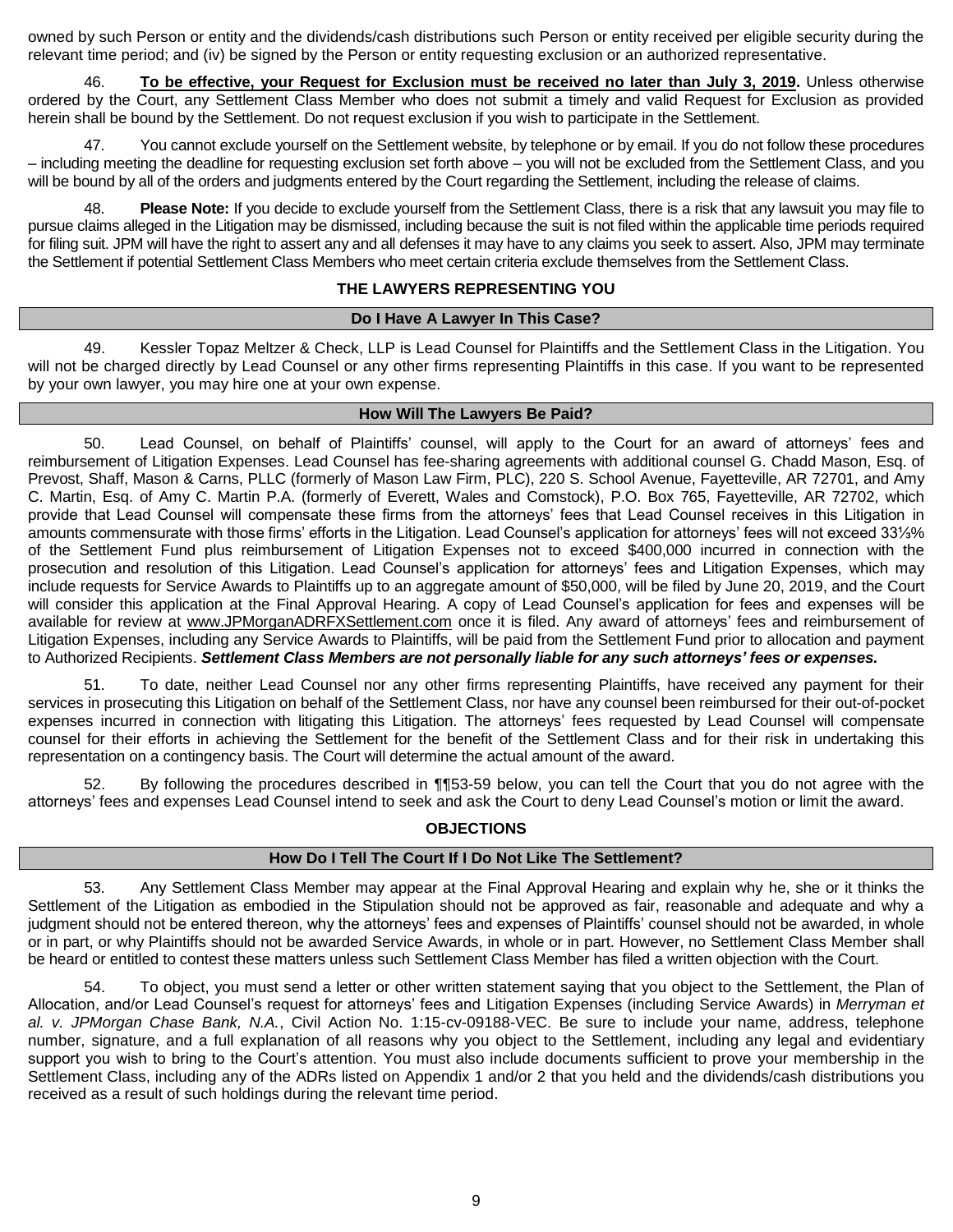owned by such Person or entity and the dividends/cash distributions such Person or entity received per eligible security during the relevant time period; and (iv) be signed by the Person or entity requesting exclusion or an authorized representative.

46. **To be effective, your Request for Exclusion must be received no later than July 3, 2019.** Unless otherwise ordered by the Court, any Settlement Class Member who does not submit a timely and valid Request for Exclusion as provided herein shall be bound by the Settlement. Do not request exclusion if you wish to participate in the Settlement.

47. You cannot exclude yourself on the Settlement website, by telephone or by email. If you do not follow these procedures – including meeting the deadline for requesting exclusion set forth above – you will not be excluded from the Settlement Class, and you will be bound by all of the orders and judgments entered by the Court regarding the Settlement, including the release of claims.

48. **Please Note:** If you decide to exclude yourself from the Settlement Class, there is a risk that any lawsuit you may file to pursue claims alleged in the Litigation may be dismissed, including because the suit is not filed within the applicable time periods required for filing suit. JPM will have the right to assert any and all defenses it may have to any claims you seek to assert. Also, JPM may terminate the Settlement if potential Settlement Class Members who meet certain criteria exclude themselves from the Settlement Class.

## THE LAWYERS REPRESENTING YOU

### Do I Have A Lawyer In This Case?

49. Kessler Topaz Meltzer & Check, LLP is Lead Counsel for Plaintiffs and the Settlement Class in the Litigation. You will not be charged directly by Lead Counsel or any other firms representing Plaintiffs in this case. If you want to be represented by your own lawyer, you may hire one at your own expense.

### How Will The Lawyers Be Paid?

50. Lead Counsel, on behalf of Plaintiffs' counsel, will apply to the Court for an award of attorneys' fees and reimbursement of Litigation Expenses. Lead Counsel has fee-sharing agreements with additional counsel G. Chadd Mason, Esq. of Prevost, Shaff, Mason & Carns, PLLC (formerly of Mason Law Firm, PLC), 220 S. School Avenue, Fayetteville, AR 72701, and Amy C. Martin, Esq. of Amy C. Martin P.A. (formerly of Everett, Wales and Comstock), P.O. Box 765, Fayetteville, AR 72702, which provide that Lead Counsel will compensate these firms from the attorneys' fees that Lead Counsel receives in this Litigation in amounts commensurate with those firms' efforts in the Litigation. Lead Counsel's application for attorneys' fees will not exceed 33⅓% of the Settlement Fund plus reimbursement of Litigation Expenses not to exceed $400,000 incurred in connection with the prosecution and resolution of this Litigation. Lead Counsel's application for attorneys' fees and Litigation Expenses, which may include requests for Service Awards to Plaintiffs up to an aggregate amount of $50,000, will be filed by June 20, 2019, and the Court will consider this application at the Final Approval Hearing. A copy of Lead Counsel's application for fees and expenses will be available for review at www.JPMorganADRFXSettlement.com once it is filed. Any award of attorneys' fees and reimbursement of Litigation Expenses, including any Service Awards to Plaintiffs, will be paid from the Settlement Fund prior to allocation and payment to Authorized Recipients. ***Settlement Class Members are not personally liable for any such attorneys' fees or expenses.***

51. To date, neither Lead Counsel nor any other firms representing Plaintiffs, have received any payment for their services in prosecuting this Litigation on behalf of the Settlement Class, nor have any counsel been reimbursed for their out-of-pocket expenses incurred in connection with litigating this Litigation. The attorneys' fees requested by Lead Counsel will compensate counsel for their efforts in achieving the Settlement for the benefit of the Settlement Class and for their risk in undertaking this representation on a contingency basis. The Court will determine the actual amount of the award.

52. By following the procedures described in ¶¶53-59 below, you can tell the Court that you do not agree with the attorneys' fees and expenses Lead Counsel intend to seek and ask the Court to deny Lead Counsel's motion or limit the award.

## OBJECTIONS

### How Do I Tell The Court If I Do Not Like The Settlement?

53. Any Settlement Class Member may appear at the Final Approval Hearing and explain why he, she or it thinks the Settlement of the Litigation as embodied in the Stipulation should not be approved as fair, reasonable and adequate and why a judgment should not be entered thereon, why the attorneys' fees and expenses of Plaintiffs' counsel should not be awarded, in whole or in part, or why Plaintiffs should not be awarded Service Awards, in whole or in part. However, no Settlement Class Member shall be heard or entitled to contest these matters unless such Settlement Class Member has filed a written objection with the Court.

54. To object, you must send a letter or other written statement saying that you object to the Settlement, the Plan of Allocation, and/or Lead Counsel's request for attorneys' fees and Litigation Expenses (including Service Awards) in *Merryman et al. v. JPMorgan Chase Bank, N.A.*, Civil Action No. 1:15-cv-09188-VEC. Be sure to include your name, address, telephone number, signature, and a full explanation of all reasons why you object to the Settlement, including any legal and evidentiary support you wish to bring to the Court's attention. You must also include documents sufficient to prove your membership in the Settlement Class, including any of the ADRs listed on Appendix 1 and/or 2 that you held and the dividends/cash distributions you received as a result of such holdings during the relevant time period.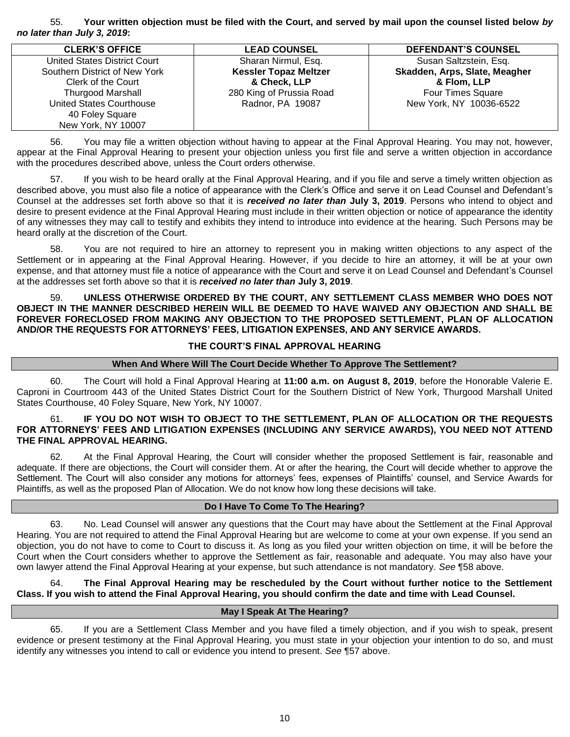55. **Your written objection must be filed with the Court, and served by mail upon the counsel listed below *by no later than July 3, 2019*:**

| CLERK'S OFFICE | LEAD COUNSEL | DEFENDANT'S COUNSEL |
|---|---|---|
| United States District Court<br>Southern District of New York<br>Clerk of the Court<br>Thurgood Marshall<br>United States Courthouse<br>40 Foley Square<br>New York, NY 10007 | Sharan Nirmul, Esq.<br>**Kessler Topaz Meltzer & Check, LLP**<br>280 King of Prussia Road<br>Radnor, PA 19087 | Susan Saltzstein, Esq.<br>**Skadden, Arps, Slate, Meagher & Flom, LLP**<br>Four Times Square<br>New York, NY 10036-6522 |

56. You may file a written objection without having to appear at the Final Approval Hearing. You may not, however, appear at the Final Approval Hearing to present your objection unless you first file and serve a written objection in accordance with the procedures described above, unless the Court orders otherwise.

57. If you wish to be heard orally at the Final Approval Hearing, and if you file and serve a timely written objection as described above, you must also file a notice of appearance with the Clerk's Office and serve it on Lead Counsel and Defendant's Counsel at the addresses set forth above so that it is ***received no later than* July 3, 2019**. Persons who intend to object and desire to present evidence at the Final Approval Hearing must include in their written objection or notice of appearance the identity of any witnesses they may call to testify and exhibits they intend to introduce into evidence at the hearing. Such Persons may be heard orally at the discretion of the Court.

58. You are not required to hire an attorney to represent you in making written objections to any aspect of the Settlement or in appearing at the Final Approval Hearing. However, if you decide to hire an attorney, it will be at your own expense, and that attorney must file a notice of appearance with the Court and serve it on Lead Counsel and Defendant's Counsel at the addresses set forth above so that it is ***received no later than* July 3, 2019**.

59. **UNLESS OTHERWISE ORDERED BY THE COURT, ANY SETTLEMENT CLASS MEMBER WHO DOES NOT OBJECT IN THE MANNER DESCRIBED HEREIN WILL BE DEEMED TO HAVE WAIVED ANY OBJECTION AND SHALL BE FOREVER FORECLOSED FROM MAKING ANY OBJECTION TO THE PROPOSED SETTLEMENT, PLAN OF ALLOCATION AND/OR THE REQUESTS FOR ATTORNEYS' FEES, LITIGATION EXPENSES, AND ANY SERVICE AWARDS.**

## THE COURT'S FINAL APPROVAL HEARING

### When And Where Will The Court Decide Whether To Approve The Settlement?

60. The Court will hold a Final Approval Hearing at **11:00 a.m. on August 8, 2019**, before the Honorable Valerie E. Caproni in Courtroom 443 of the United States District Court for the Southern District of New York, Thurgood Marshall United States Courthouse, 40 Foley Square, New York, NY 10007.

61. **IF YOU DO NOT WISH TO OBJECT TO THE SETTLEMENT, PLAN OF ALLOCATION OR THE REQUESTS FOR ATTORNEYS' FEES AND LITIGATION EXPENSES (INCLUDING ANY SERVICE AWARDS), YOU NEED NOT ATTEND THE FINAL APPROVAL HEARING.**

62. At the Final Approval Hearing, the Court will consider whether the proposed Settlement is fair, reasonable and adequate. If there are objections, the Court will consider them. At or after the hearing, the Court will decide whether to approve the Settlement. The Court will also consider any motions for attorneys' fees, expenses of Plaintiffs' counsel, and Service Awards for Plaintiffs, as well as the proposed Plan of Allocation. We do not know how long these decisions will take.

### Do I Have To Come To The Hearing?

63. No. Lead Counsel will answer any questions that the Court may have about the Settlement at the Final Approval Hearing. You are not required to attend the Final Approval Hearing but are welcome to come at your own expense. If you send an objection, you do not have to come to Court to discuss it. As long as you filed your written objection on time, it will be before the Court when the Court considers whether to approve the Settlement as fair, reasonable and adequate. You may also have your own lawyer attend the Final Approval Hearing at your expense, but such attendance is not mandatory. *See* ¶58 above.

64. **The Final Approval Hearing may be rescheduled by the Court without further notice to the Settlement Class. If you wish to attend the Final Approval Hearing, you should confirm the date and time with Lead Counsel.**

### May I Speak At The Hearing?

65. If you are a Settlement Class Member and you have filed a timely objection, and if you wish to speak, present evidence or present testimony at the Final Approval Hearing, you must state in your objection your intention to do so, and must identify any witnesses you intend to call or evidence you intend to present. *See* ¶57 above.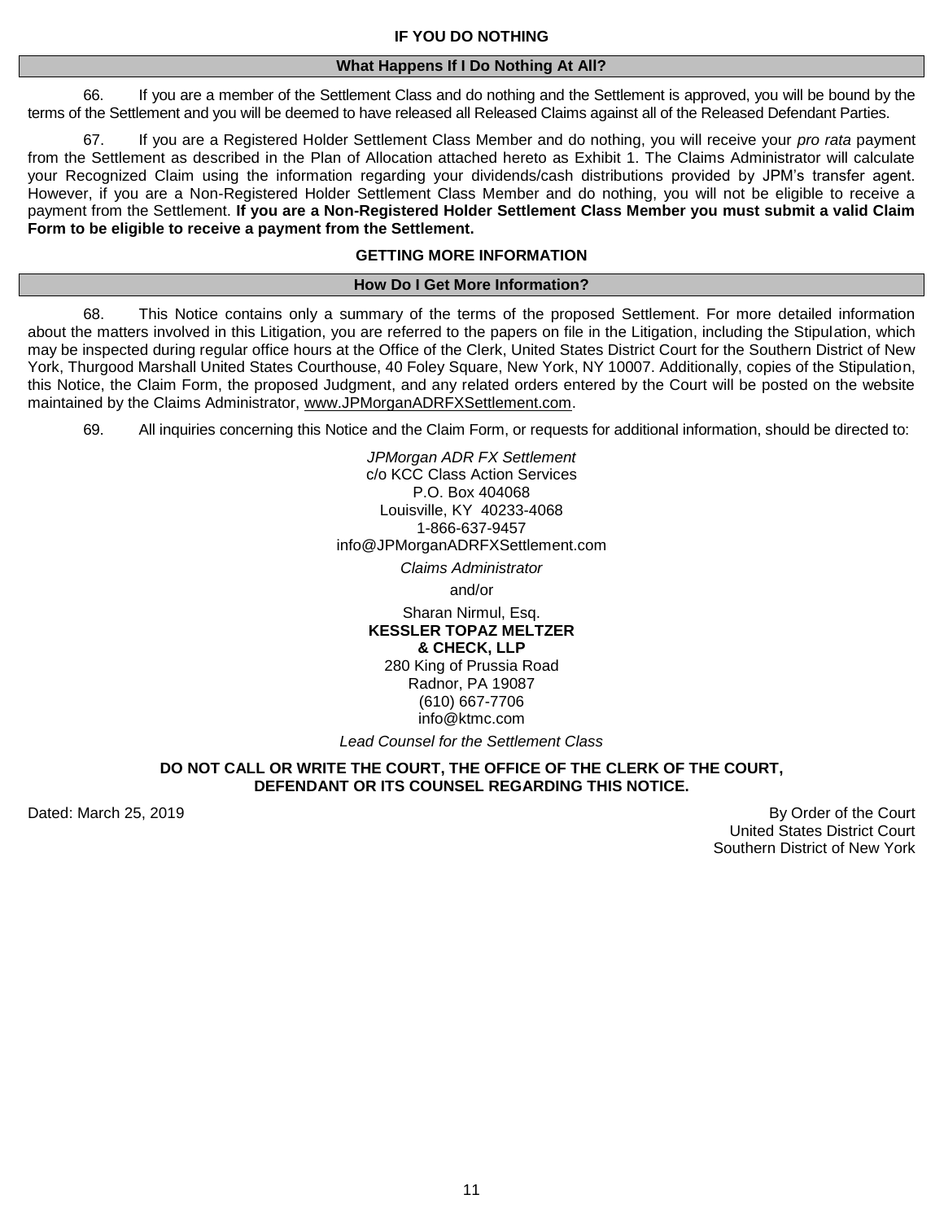## IF YOU DO NOTHING

### What Happens If I Do Nothing At All?

66. If you are a member of the Settlement Class and do nothing and the Settlement is approved, you will be bound by the terms of the Settlement and you will be deemed to have released all Released Claims against all of the Released Defendant Parties.

67. If you are a Registered Holder Settlement Class Member and do nothing, you will receive your *pro rata* payment from the Settlement as described in the Plan of Allocation attached hereto as Exhibit 1. The Claims Administrator will calculate your Recognized Claim using the information regarding your dividends/cash distributions provided by JPM's transfer agent. However, if you are a Non-Registered Holder Settlement Class Member and do nothing, you will not be eligible to receive a payment from the Settlement. **If you are a Non-Registered Holder Settlement Class Member you must submit a valid Claim Form to be eligible to receive a payment from the Settlement.**

## GETTING MORE INFORMATION

### How Do I Get More Information?

68. This Notice contains only a summary of the terms of the proposed Settlement. For more detailed information about the matters involved in this Litigation, you are referred to the papers on file in the Litigation, including the Stipulation, which may be inspected during regular office hours at the Office of the Clerk, United States District Court for the Southern District of New York, Thurgood Marshall United States Courthouse, 40 Foley Square, New York, NY 10007. Additionally, copies of the Stipulation, this Notice, the Claim Form, the proposed Judgment, and any related orders entered by the Court will be posted on the website maintained by the Claims Administrator, www.JPMorganADRFXSettlement.com.

69. All inquiries concerning this Notice and the Claim Form, or requests for additional information, should be directed to:

*JPMorgan ADR FX Settlement*
c/o KCC Class Action Services
P.O. Box 404068
Louisville, KY 40233-4068
1-866-637-9457
info@JPMorganADRFXSettlement.com

*Claims Administrator*

and/or

Sharan Nirmul, Esq.
**KESSLER TOPAZ MELTZER & CHECK, LLP**
280 King of Prussia Road
Radnor, PA 19087
(610) 667-7706
info@ktmc.com

*Lead Counsel for the Settlement Class*

**DO NOT CALL OR WRITE THE COURT, THE OFFICE OF THE CLERK OF THE COURT, DEFENDANT OR ITS COUNSEL REGARDING THIS NOTICE.**

Dated: March 25, 2019

By Order of the Court
United States District Court
Southern District of New York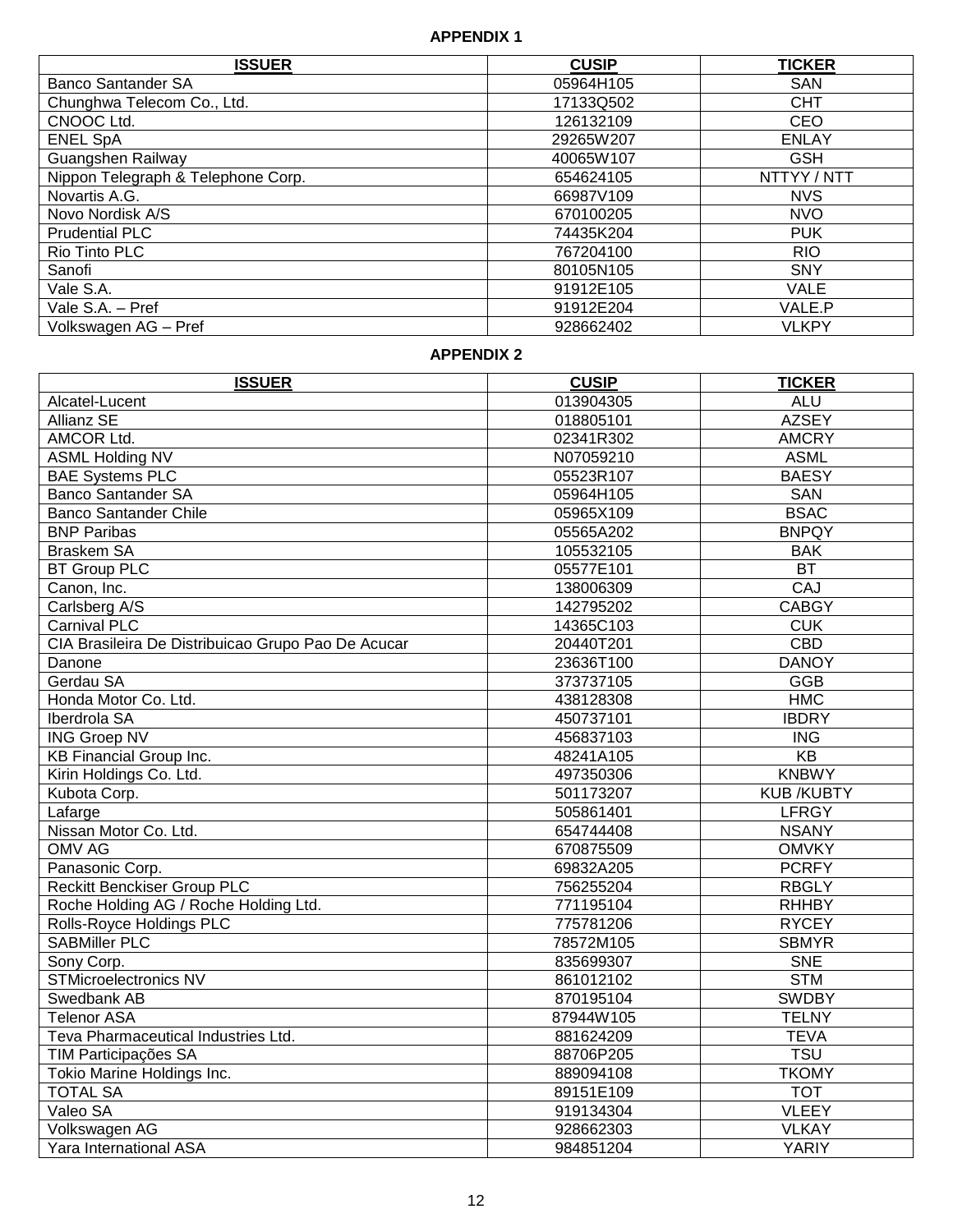## APPENDIX 1

| ISSUER | CUSIP | TICKER |
|---|---|---|
| Banco Santander SA | 05964H105 | SAN |
| Chunghwa Telecom Co., Ltd. | 17133Q502 | CHT |
| CNOOC Ltd. | 126132109 | CEO |
| ENEL SpA | 29265W207 | ENLAY |
| Guangshen Railway | 40065W107 | GSH |
| Nippon Telegraph & Telephone Corp. | 654624105 | NTTYY / NTT |
| Novartis A.G. | 66987V109 | NVS |
| Novo Nordisk A/S | 670100205 | NVO |
| Prudential PLC | 74435K204 | PUK |
| Rio Tinto PLC | 767204100 | RIO |
| Sanofi | 80105N105 | SNY |
| Vale S.A. | 91912E105 | VALE |
| Vale S.A. – Pref | 91912E204 | VALE.P |
| Volkswagen AG – Pref | 928662402 | VLKPY |

## APPENDIX 2

| ISSUER | CUSIP | TICKER |
|---|---|---|
| Alcatel-Lucent | 013904305 | ALU |
| Allianz SE | 018805101 | AZSEY |
| AMCOR Ltd. | 02341R302 | AMCRY |
| ASML Holding NV | N07059210 | ASML |
| BAE Systems PLC | 05523R107 | BAESY |
| Banco Santander SA | 05964H105 | SAN |
| Banco Santander Chile | 05965X109 | BSAC |
| BNP Paribas | 05565A202 | BNPQY |
| Braskem SA | 105532105 | BAK |
| BT Group PLC | 05577E101 | BT |
| Canon, Inc. | 138006309 | CAJ |
| Carlsberg A/S | 142795202 | CABGY |
| Carnival PLC | 14365C103 | CUK |
| CIA Brasileira De Distribuicao Grupo Pao De Acucar | 20440T201 | CBD |
| Danone | 23636T100 | DANOY |
| Gerdau SA | 373737105 | GGB |
| Honda Motor Co. Ltd. | 438128308 | HMC |
| Iberdrola SA | 450737101 | IBDRY |
| ING Groep NV | 456837103 | ING |
| KB Financial Group Inc. | 48241A105 | KB |
| Kirin Holdings Co. Ltd. | 497350306 | KNBWY |
| Kubota Corp. | 501173207 | KUB /KUBTY |
| Lafarge | 505861401 | LFRGY |
| Nissan Motor Co. Ltd. | 654744408 | NSANY |
| OMV AG | 670875509 | OMVKY |
| Panasonic Corp. | 69832A205 | PCRFY |
| Reckitt Benckiser Group PLC | 756255204 | RBGLY |
| Roche Holding AG / Roche Holding Ltd. | 771195104 | RHHBY |
| Rolls-Royce Holdings PLC | 775781206 | RYCEY |
| SABMiller PLC | 78572M105 | SBMYR |
| Sony Corp. | 835699307 | SNE |
| STMicroelectronics NV | 861012102 | STM |
| Swedbank AB | 870195104 | SWDBY |
| Telenor ASA | 87944W105 | TELNY |
| Teva Pharmaceutical Industries Ltd. | 881624209 | TEVA |
| TIM Participações SA | 88706P205 | TSU |
| Tokio Marine Holdings Inc. | 889094108 | TKOMY |
| TOTAL SA | 89151E109 | TOT |
| Valeo SA | 919134304 | VLEEY |
| Volkswagen AG | 928662303 | VLKAY |
| Yara International ASA | 984851204 | YARIY |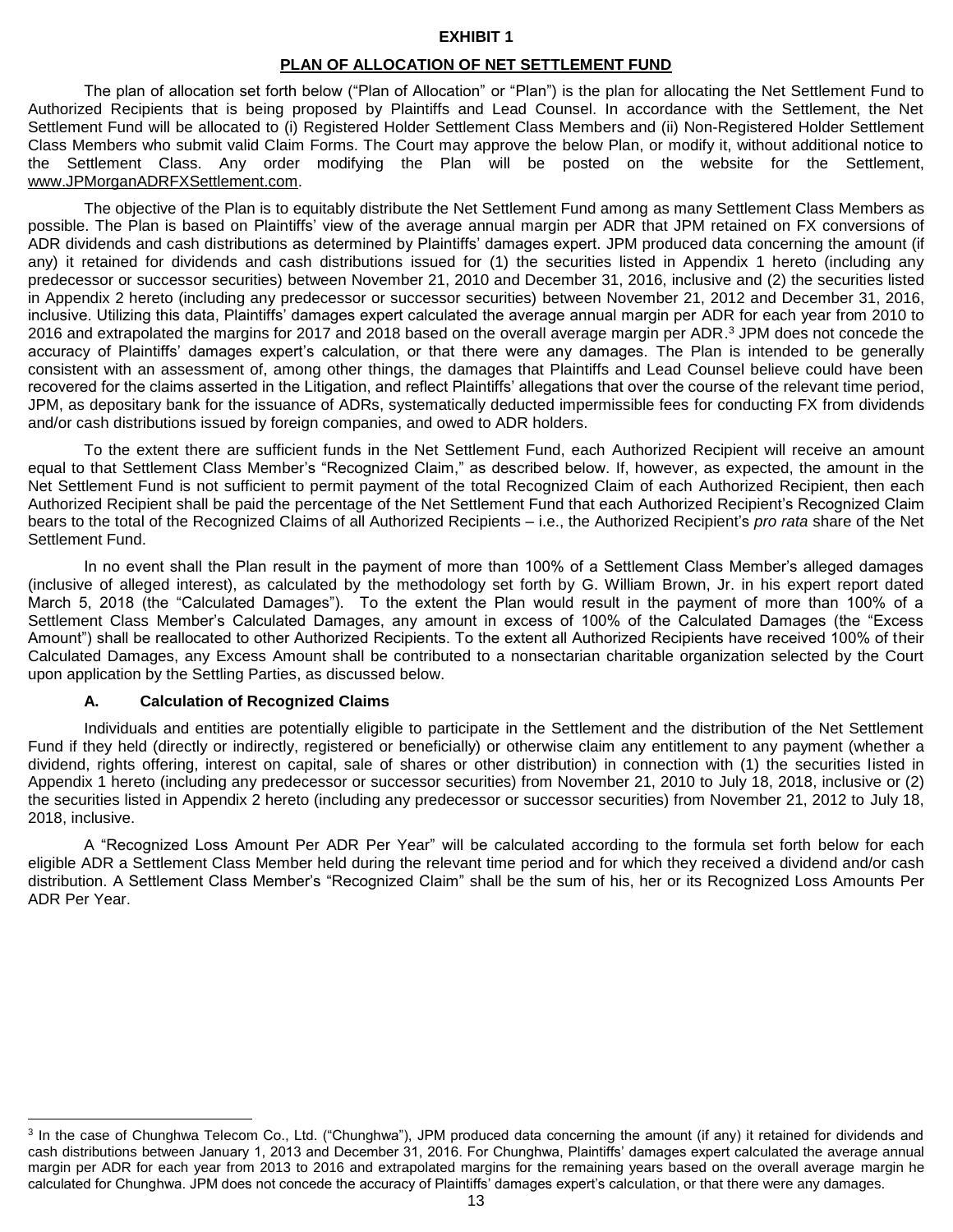**EXHIBIT 1**

**PLAN OF ALLOCATION OF NET SETTLEMENT FUND**

The plan of allocation set forth below ("Plan of Allocation" or "Plan") is the plan for allocating the Net Settlement Fund to Authorized Recipients that is being proposed by Plaintiffs and Lead Counsel. In accordance with the Settlement, the Net Settlement Fund will be allocated to (i) Registered Holder Settlement Class Members and (ii) Non-Registered Holder Settlement Class Members who submit valid Claim Forms. The Court may approve the below Plan, or modify it, without additional notice to the Settlement Class. Any order modifying the Plan will be posted on the website for the Settlement, www.JPMorganADRFXSettlement.com.

The objective of the Plan is to equitably distribute the Net Settlement Fund among as many Settlement Class Members as possible. The Plan is based on Plaintiffs' view of the average annual margin per ADR that JPM retained on FX conversions of ADR dividends and cash distributions as determined by Plaintiffs' damages expert. JPM produced data concerning the amount (if any) it retained for dividends and cash distributions issued for (1) the securities listed in Appendix 1 hereto (including any predecessor or successor securities) between November 21, 2010 and December 31, 2016, inclusive and (2) the securities listed in Appendix 2 hereto (including any predecessor or successor securities) between November 21, 2012 and December 31, 2016, inclusive. Utilizing this data, Plaintiffs' damages expert calculated the average annual margin per ADR for each year from 2010 to 2016 and extrapolated the margins for 2017 and 2018 based on the overall average margin per ADR.[3] JPM does not concede the accuracy of Plaintiffs' damages expert's calculation, or that there were any damages. The Plan is intended to be generally consistent with an assessment of, among other things, the damages that Plaintiffs and Lead Counsel believe could have been recovered for the claims asserted in the Litigation, and reflect Plaintiffs' allegations that over the course of the relevant time period, JPM, as depositary bank for the issuance of ADRs, systematically deducted impermissible fees for conducting FX from dividends and/or cash distributions issued by foreign companies, and owed to ADR holders.

To the extent there are sufficient funds in the Net Settlement Fund, each Authorized Recipient will receive an amount equal to that Settlement Class Member's "Recognized Claim," as described below. If, however, as expected, the amount in the Net Settlement Fund is not sufficient to permit payment of the total Recognized Claim of each Authorized Recipient, then each Authorized Recipient shall be paid the percentage of the Net Settlement Fund that each Authorized Recipient's Recognized Claim bears to the total of the Recognized Claims of all Authorized Recipients – i.e., the Authorized Recipient's *pro rata* share of the Net Settlement Fund.

In no event shall the Plan result in the payment of more than 100% of a Settlement Class Member's alleged damages (inclusive of alleged interest), as calculated by the methodology set forth by G. William Brown, Jr. in his expert report dated March 5, 2018 (the "Calculated Damages"). To the extent the Plan would result in the payment of more than 100% of a Settlement Class Member's Calculated Damages, any amount in excess of 100% of the Calculated Damages (the "Excess Amount") shall be reallocated to other Authorized Recipients. To the extent all Authorized Recipients have received 100% of their Calculated Damages, any Excess Amount shall be contributed to a nonsectarian charitable organization selected by the Court upon application by the Settling Parties, as discussed below.

### A. Calculation of Recognized Claims

Individuals and entities are potentially eligible to participate in the Settlement and the distribution of the Net Settlement Fund if they held (directly or indirectly, registered or beneficially) or otherwise claim any entitlement to any payment (whether a dividend, rights offering, interest on capital, sale of shares or other distribution) in connection with (1) the securities listed in Appendix 1 hereto (including any predecessor or successor securities) from November 21, 2010 to July 18, 2018, inclusive or (2) the securities listed in Appendix 2 hereto (including any predecessor or successor securities) from November 21, 2012 to July 18, 2018, inclusive.

A "Recognized Loss Amount Per ADR Per Year" will be calculated according to the formula set forth below for each eligible ADR a Settlement Class Member held during the relevant time period and for which they received a dividend and/or cash distribution. A Settlement Class Member's "Recognized Claim" shall be the sum of his, her or its Recognized Loss Amounts Per ADR Per Year.

---

[3] In the case of Chunghwa Telecom Co., Ltd. ("Chunghwa"), JPM produced data concerning the amount (if any) it retained for dividends and cash distributions between January 1, 2013 and December 31, 2016. For Chunghwa, Plaintiffs' damages expert calculated the average annual margin per ADR for each year from 2013 to 2016 and extrapolated margins for the remaining years based on the overall average margin he calculated for Chunghwa. JPM does not concede the accuracy of Plaintiffs' damages expert's calculation, or that there were any damages.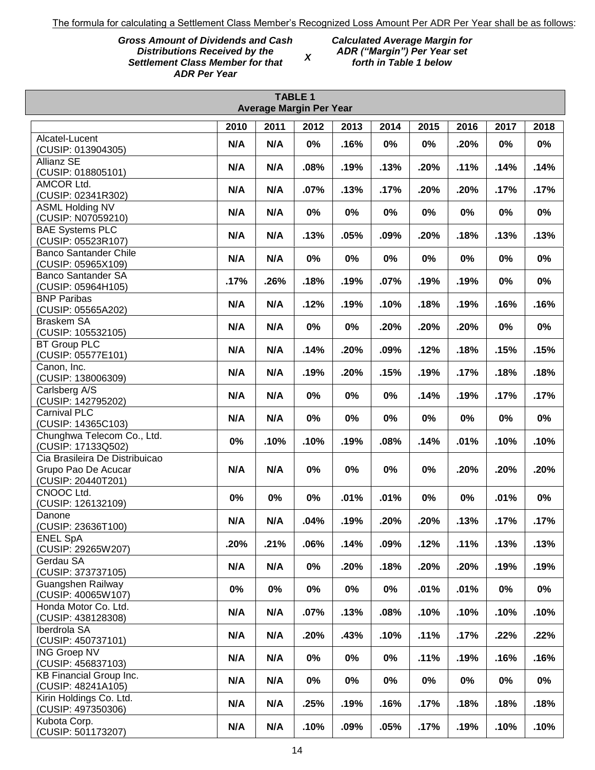<u>The formula for calculating a Settlement Class Member's Recognized Loss Amount Per ADR Per Year shall be as follows</u>:

***Gross Amount of Dividends and Cash Distributions Received by the Settlement Class Member for that ADR Per Year*** ***X*** ***Calculated Average Margin for ADR ("Margin") Per Year set forth in Table 1 below***

**TABLE 1**
**Average Margin Per Year**

| | 2010 | 2011 | 2012 | 2013 | 2014 | 2015 | 2016 | 2017 | 2018 |
|---|---|---|---|---|---|---|---|---|---|
| Alcatel-Lucent (CUSIP: 013904305) | **N/A** | **N/A** | **0%** | **.16%** | **0%** | **0%** | **.20%** | **0%** | **0%** |
| Allianz SE (CUSIP: 018805101) | **N/A** | **N/A** | **.08%** | **.19%** | **.13%** | **.20%** | **.11%** | **.14%** | **.14%** |
| AMCOR Ltd. (CUSIP: 02341R302) | **N/A** | **N/A** | **.07%** | **.13%** | **.17%** | **.20%** | **.20%** | **.17%** | **.17%** |
| ASML Holding NV (CUSIP: N07059210) | **N/A** | **N/A** | **0%** | **0%** | **0%** | **0%** | **0%** | **0%** | **0%** |
| BAE Systems PLC (CUSIP: 05523R107) | **N/A** | **N/A** | **.13%** | **.05%** | **.09%** | **.20%** | **.18%** | **.13%** | **.13%** |
| Banco Santander Chile (CUSIP: 05965X109) | **N/A** | **N/A** | **0%** | **0%** | **0%** | **0%** | **0%** | **0%** | **0%** |
| Banco Santander SA (CUSIP: 05964H105) | **.17%** | **.26%** | **.18%** | **.19%** | **.07%** | **.19%** | **.19%** | **0%** | **0%** |
| BNP Paribas (CUSIP: 05565A202) | **N/A** | **N/A** | **.12%** | **.19%** | **.10%** | **.18%** | **.19%** | **.16%** | **.16%** |
| Braskem SA (CUSIP: 105532105) | **N/A** | **N/A** | **0%** | **0%** | **.20%** | **.20%** | **.20%** | **0%** | **0%** |
| BT Group PLC (CUSIP: 05577E101) | **N/A** | **N/A** | **.14%** | **.20%** | **.09%** | **.12%** | **.18%** | **.15%** | **.15%** |
| Canon, Inc. (CUSIP: 138006309) | **N/A** | **N/A** | **.19%** | **.20%** | **.15%** | **.19%** | **.17%** | **.18%** | **.18%** |
| Carlsberg A/S (CUSIP: 142795202) | **N/A** | **N/A** | **0%** | **0%** | **0%** | **.14%** | **.19%** | **.17%** | **.17%** |
| Carnival PLC (CUSIP: 14365C103) | **N/A** | **N/A** | **0%** | **0%** | **0%** | **0%** | **0%** | **0%** | **0%** |
| Chunghwa Telecom Co., Ltd. (CUSIP: 17133Q502) | **0%** | **.10%** | **.10%** | **.19%** | **.08%** | **.14%** | **.01%** | **.10%** | **.10%** |
| Cia Brasileira De Distribuicao Grupo Pao De Acucar (CUSIP: 20440T201) | **N/A** | **N/A** | **0%** | **0%** | **0%** | **0%** | **.20%** | **.20%** | **.20%** |
| CNOOC Ltd. (CUSIP: 126132109) | **0%** | **0%** | **0%** | **.01%** | **.01%** | **0%** | **0%** | **.01%** | **0%** |
| Danone (CUSIP: 23636T100) | **N/A** | **N/A** | **.04%** | **.19%** | **.20%** | **.20%** | **.13%** | **.17%** | **.17%** |
| ENEL SpA (CUSIP: 29265W207) | **.20%** | **.21%** | **.06%** | **.14%** | **.09%** | **.12%** | **.11%** | **.13%** | **.13%** |
| Gerdau SA (CUSIP: 373737105) | **N/A** | **N/A** | **0%** | **.20%** | **.18%** | **.20%** | **.20%** | **.19%** | **.19%** |
| Guangshen Railway (CUSIP: 40065W107) | **0%** | **0%** | **0%** | **0%** | **0%** | **.01%** | **.01%** | **0%** | **0%** |
| Honda Motor Co. Ltd. (CUSIP: 438128308) | **N/A** | **N/A** | **.07%** | **.13%** | **.08%** | **.10%** | **.10%** | **.10%** | **.10%** |
| Iberdrola SA (CUSIP: 450737101) | **N/A** | **N/A** | **.20%** | **.43%** | **.10%** | **.11%** | **.17%** | **.22%** | **.22%** |
| ING Groep NV (CUSIP: 456837103) | **N/A** | **N/A** | **0%** | **0%** | **0%** | **.11%** | **.19%** | **.16%** | **.16%** |
| KB Financial Group Inc. (CUSIP: 48241A105) | **N/A** | **N/A** | **0%** | **0%** | **0%** | **0%** | **0%** | **0%** | **0%** |
| Kirin Holdings Co. Ltd. (CUSIP: 497350306) | **N/A** | **N/A** | **.25%** | **.19%** | **.16%** | **.17%** | **.18%** | **.18%** | **.18%** |
| Kubota Corp. (CUSIP: 501173207) | **N/A** | **N/A** | **.10%** | **.09%** | **.05%** | **.17%** | **.19%** | **.10%** | **.10%** |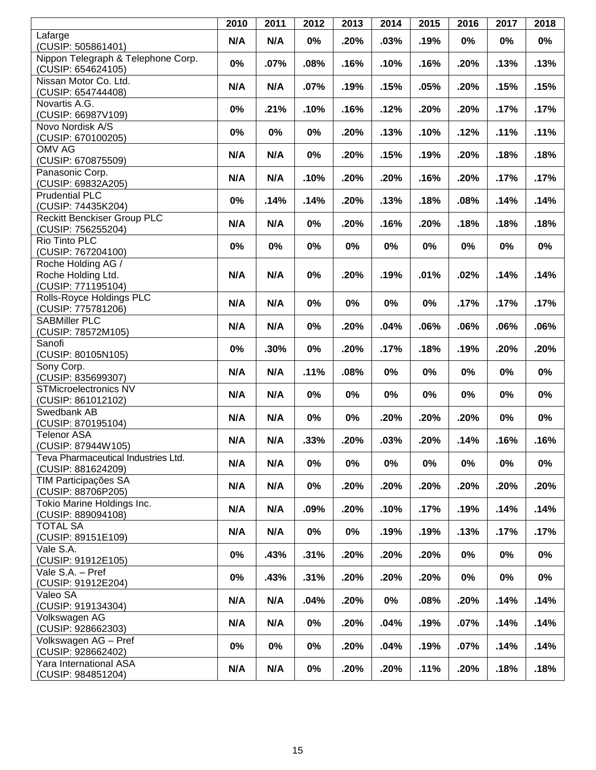| | 2010 | 2011 | 2012 | 2013 | 2014 | 2015 | 2016 | 2017 | 2018 |
|---|---|---|---|---|---|---|---|---|---|
| Lafarge (CUSIP: 505861401) | N/A | N/A | 0% | .20% | .03% | .19% | 0% | 0% | 0% |
| Nippon Telegraph & Telephone Corp. (CUSIP: 654624105) | 0% | .07% | .08% | .16% | .10% | .16% | .20% | .13% | .13% |
| Nissan Motor Co. Ltd. (CUSIP: 654744408) | N/A | N/A | .07% | .19% | .15% | .05% | .20% | .15% | .15% |
| Novartis A.G. (CUSIP: 66987V109) | 0% | .21% | .10% | .16% | .12% | .20% | .20% | .17% | .17% |
| Novo Nordisk A/S (CUSIP: 670100205) | 0% | 0% | 0% | .20% | .13% | .10% | .12% | .11% | .11% |
| OMV AG (CUSIP: 670875509) | N/A | N/A | 0% | .20% | .15% | .19% | .20% | .18% | .18% |
| Panasonic Corp. (CUSIP: 69832A205) | N/A | N/A | .10% | .20% | .20% | .16% | .20% | .17% | .17% |
| Prudential PLC (CUSIP: 74435K204) | 0% | .14% | .14% | .20% | .13% | .18% | .08% | .14% | .14% |
| Reckitt Benckiser Group PLC (CUSIP: 756255204) | N/A | N/A | 0% | .20% | .16% | .20% | .18% | .18% | .18% |
| Rio Tinto PLC (CUSIP: 767204100) | 0% | 0% | 0% | 0% | 0% | 0% | 0% | 0% | 0% |
| Roche Holding AG / Roche Holding Ltd. (CUSIP: 771195104) | N/A | N/A | 0% | .20% | .19% | .01% | .02% | .14% | .14% |
| Rolls-Royce Holdings PLC (CUSIP: 775781206) | N/A | N/A | 0% | 0% | 0% | 0% | .17% | .17% | .17% |
| SABMiller PLC (CUSIP: 78572M105) | N/A | N/A | 0% | .20% | .04% | .06% | .06% | .06% | .06% |
| Sanofi (CUSIP: 80105N105) | 0% | .30% | 0% | .20% | .17% | .18% | .19% | .20% | .20% |
| Sony Corp. (CUSIP: 835699307) | N/A | N/A | .11% | .08% | 0% | 0% | 0% | 0% | 0% |
| STMicroelectronics NV (CUSIP: 861012102) | N/A | N/A | 0% | 0% | 0% | 0% | 0% | 0% | 0% |
| Swedbank AB (CUSIP: 870195104) | N/A | N/A | 0% | 0% | .20% | .20% | .20% | 0% | 0% |
| Telenor ASA (CUSIP: 87944W105) | N/A | N/A | .33% | .20% | .03% | .20% | .14% | .16% | .16% |
| Teva Pharmaceutical Industries Ltd. (CUSIP: 881624209) | N/A | N/A | 0% | 0% | 0% | 0% | 0% | 0% | 0% |
| TIM Participações SA (CUSIP: 88706P205) | N/A | N/A | 0% | .20% | .20% | .20% | .20% | .20% | .20% |
| Tokio Marine Holdings Inc. (CUSIP: 889094108) | N/A | N/A | .09% | .20% | .10% | .17% | .19% | .14% | .14% |
| TOTAL SA (CUSIP: 89151E109) | N/A | N/A | 0% | 0% | .19% | .19% | .13% | .17% | .17% |
| Vale S.A. (CUSIP: 91912E105) | 0% | .43% | .31% | .20% | .20% | .20% | 0% | 0% | 0% |
| Vale S.A. – Pref (CUSIP: 91912E204) | 0% | .43% | .31% | .20% | .20% | .20% | 0% | 0% | 0% |
| Valeo SA (CUSIP: 919134304) | N/A | N/A | .04% | .20% | 0% | .08% | .20% | .14% | .14% |
| Volkswagen AG (CUSIP: 928662303) | N/A | N/A | 0% | .20% | .04% | .19% | .07% | .14% | .14% |
| Volkswagen AG – Pref (CUSIP: 928662402) | 0% | 0% | 0% | .20% | .04% | .19% | .07% | .14% | .14% |
| Yara International ASA (CUSIP: 984851204) | N/A | N/A | 0% | .20% | .20% | .11% | .20% | .18% | .18% |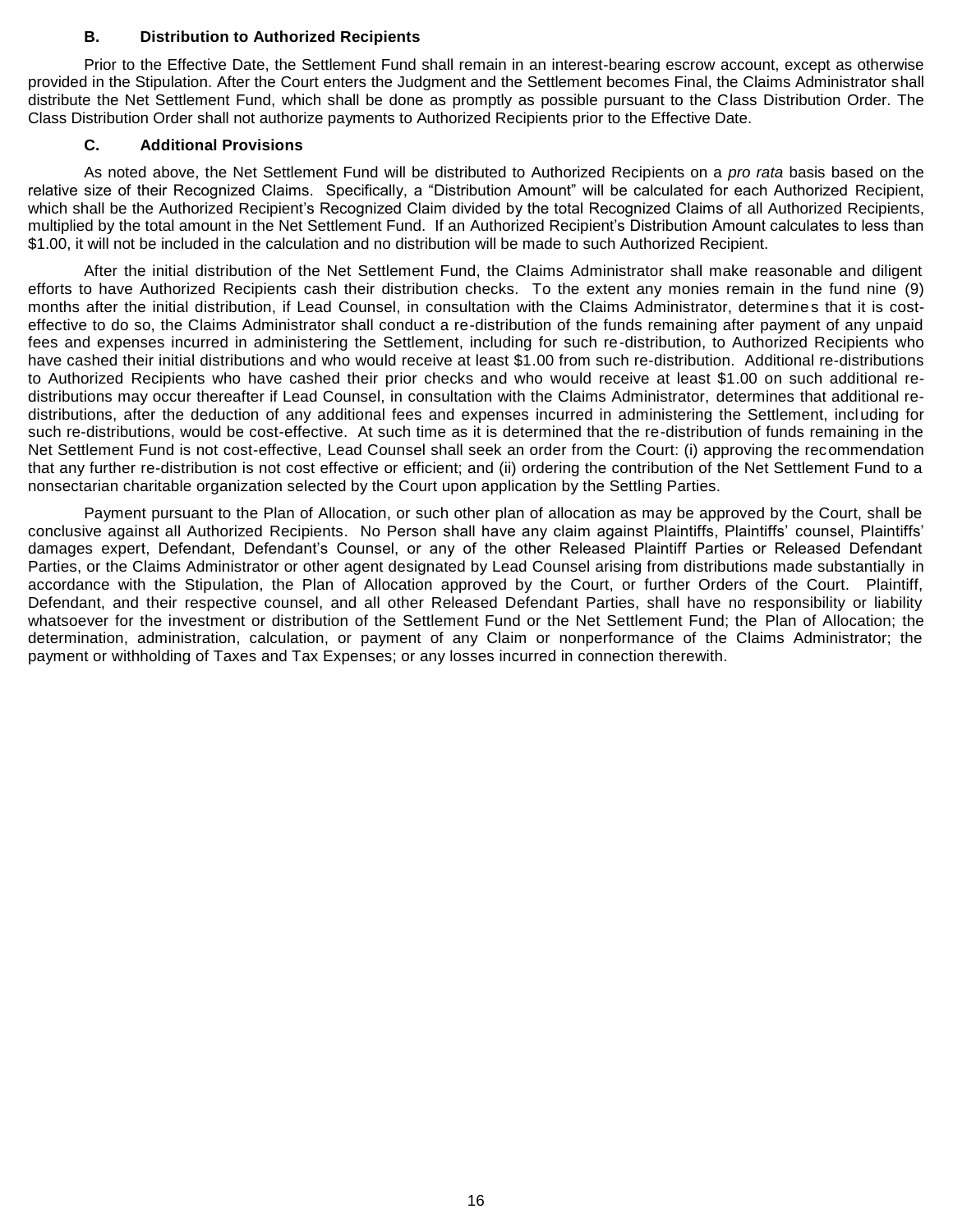### B. Distribution to Authorized Recipients

Prior to the Effective Date, the Settlement Fund shall remain in an interest-bearing escrow account, except as otherwise provided in the Stipulation. After the Court enters the Judgment and the Settlement becomes Final, the Claims Administrator shall distribute the Net Settlement Fund, which shall be done as promptly as possible pursuant to the Class Distribution Order. The Class Distribution Order shall not authorize payments to Authorized Recipients prior to the Effective Date.

### C. Additional Provisions

As noted above, the Net Settlement Fund will be distributed to Authorized Recipients on a *pro rata* basis based on the relative size of their Recognized Claims. Specifically, a "Distribution Amount" will be calculated for each Authorized Recipient, which shall be the Authorized Recipient's Recognized Claim divided by the total Recognized Claims of all Authorized Recipients, multiplied by the total amount in the Net Settlement Fund. If an Authorized Recipient's Distribution Amount calculates to less than $1.00, it will not be included in the calculation and no distribution will be made to such Authorized Recipient.

After the initial distribution of the Net Settlement Fund, the Claims Administrator shall make reasonable and diligent efforts to have Authorized Recipients cash their distribution checks. To the extent any monies remain in the fund nine (9) months after the initial distribution, if Lead Counsel, in consultation with the Claims Administrator, determines that it is cost-effective to do so, the Claims Administrator shall conduct a re-distribution of the funds remaining after payment of any unpaid fees and expenses incurred in administering the Settlement, including for such re-distribution, to Authorized Recipients who have cashed their initial distributions and who would receive at least $1.00 from such re-distribution. Additional re-distributions to Authorized Recipients who have cashed their prior checks and who would receive at least $1.00 on such additional re-distributions may occur thereafter if Lead Counsel, in consultation with the Claims Administrator, determines that additional re-distributions, after the deduction of any additional fees and expenses incurred in administering the Settlement, including for such re-distributions, would be cost-effective. At such time as it is determined that the re-distribution of funds remaining in the Net Settlement Fund is not cost-effective, Lead Counsel shall seek an order from the Court: (i) approving the recommendation that any further re-distribution is not cost effective or efficient; and (ii) ordering the contribution of the Net Settlement Fund to a nonsectarian charitable organization selected by the Court upon application by the Settling Parties.

Payment pursuant to the Plan of Allocation, or such other plan of allocation as may be approved by the Court, shall be conclusive against all Authorized Recipients. No Person shall have any claim against Plaintiffs, Plaintiffs' counsel, Plaintiffs' damages expert, Defendant, Defendant's Counsel, or any of the other Released Plaintiff Parties or Released Defendant Parties, or the Claims Administrator or other agent designated by Lead Counsel arising from distributions made substantially in accordance with the Stipulation, the Plan of Allocation approved by the Court, or further Orders of the Court. Plaintiff, Defendant, and their respective counsel, and all other Released Defendant Parties, shall have no responsibility or liability whatsoever for the investment or distribution of the Settlement Fund or the Net Settlement Fund; the Plan of Allocation; the determination, administration, calculation, or payment of any Claim or nonperformance of the Claims Administrator; the payment or withholding of Taxes and Tax Expenses; or any losses incurred in connection therewith.